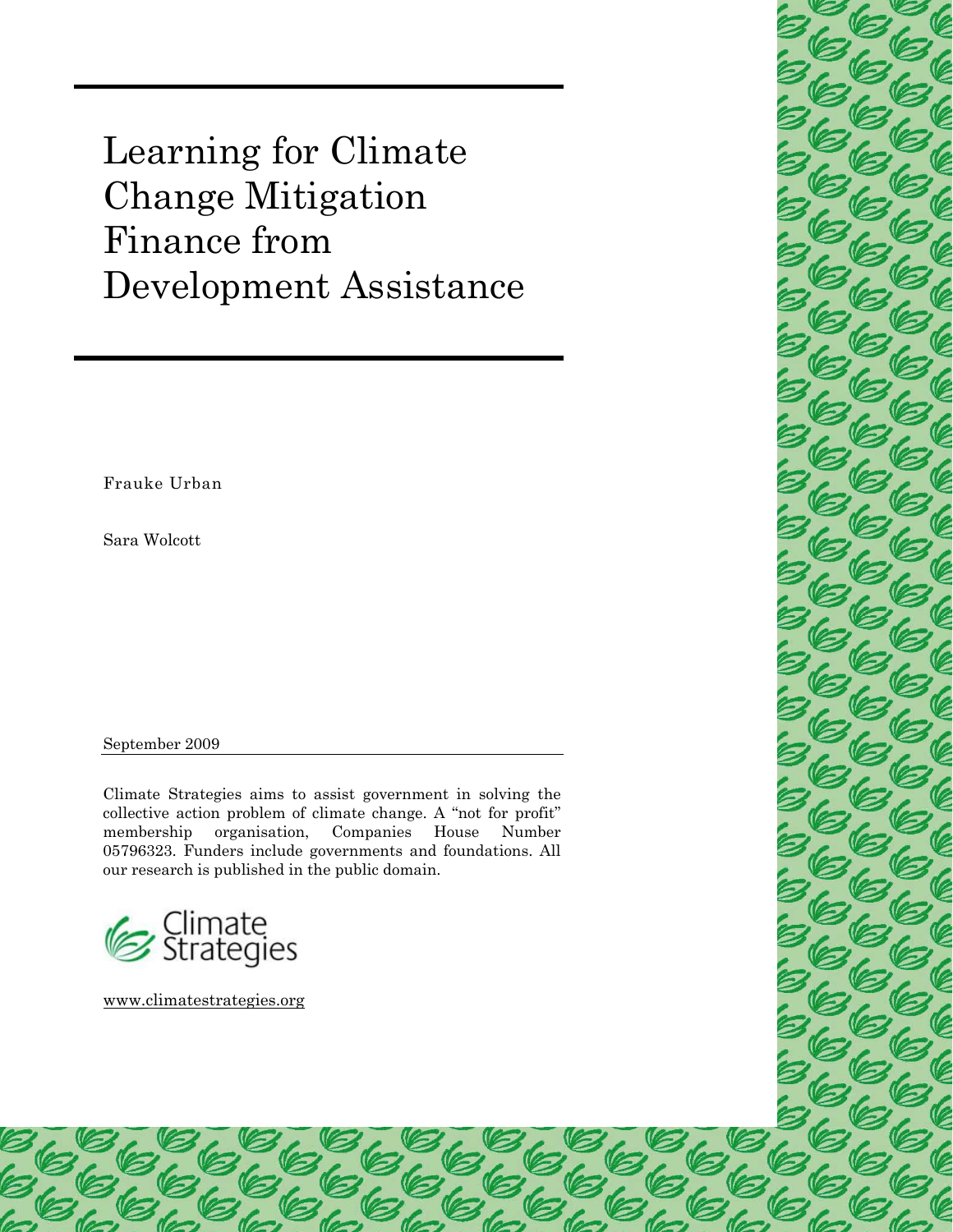# Learning for Climate Change Mitigation Finance from Development Assistance

Frauke Urban

Sara Wolcott

September 2009

Climate Strategies aims to assist government in solving the collective action problem of climate change. A "not for profit" membership organisation, Companies House Number 05796323. Funders include governments and foundations. All our research is published in the public domain.

Climate Strategies

www.climatestrategies.org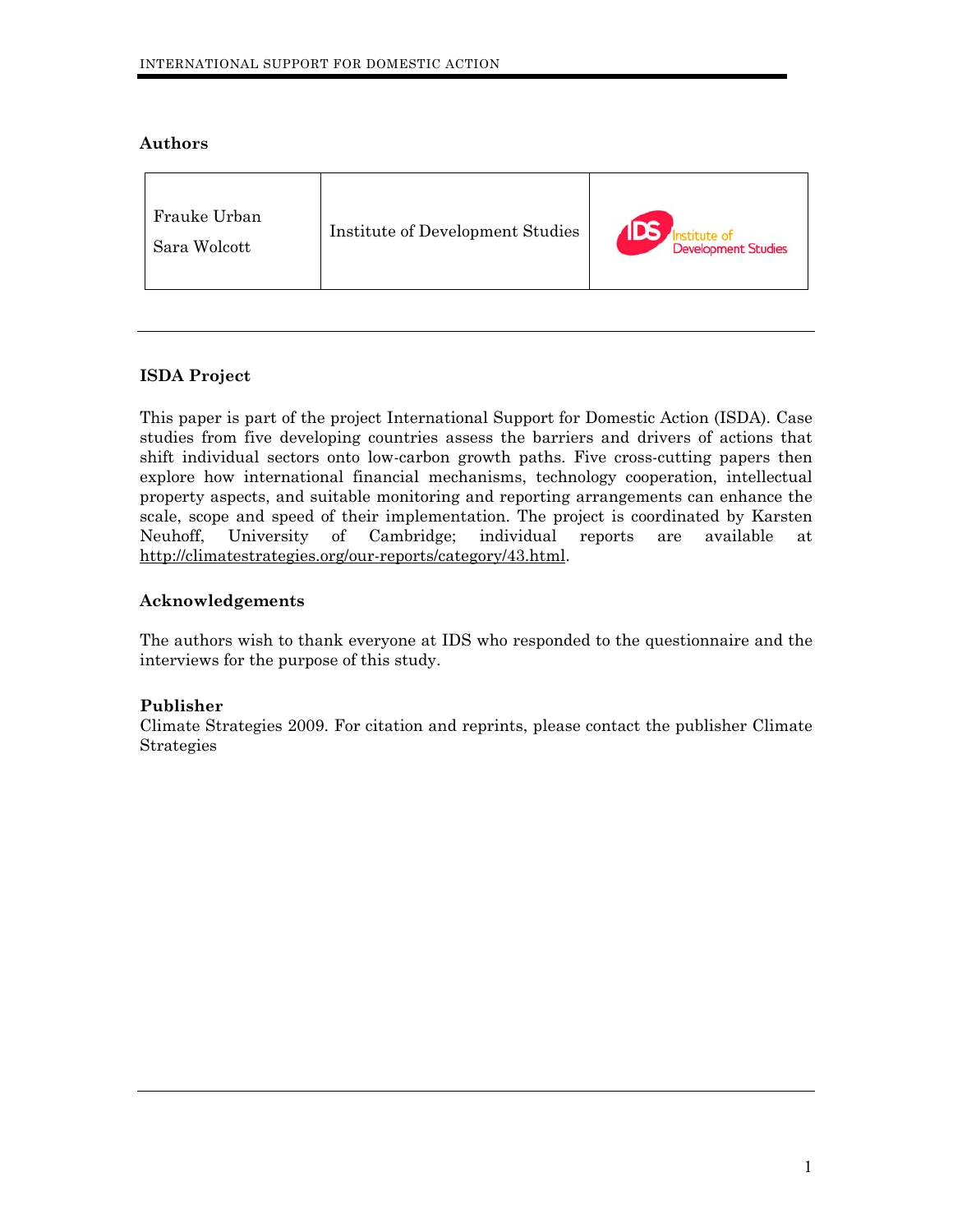### Authors

| | | |
|---|---|---|
| Frauke Urban<br>Sara Wolcott | Institute of Development Studies | IDS Institute of Development Studies |

### ISDA Project

This paper is part of the project International Support for Domestic Action (ISDA). Case studies from five developing countries assess the barriers and drivers of actions that shift individual sectors onto low-carbon growth paths. Five cross-cutting papers then explore how international financial mechanisms, technology cooperation, intellectual property aspects, and suitable monitoring and reporting arrangements can enhance the scale, scope and speed of their implementation. The project is coordinated by Karsten Neuhoff, University of Cambridge; individual reports are available at http://climatestrategies.org/our-reports/category/43.html.

### Acknowledgements

The authors wish to thank everyone at IDS who responded to the questionnaire and the interviews for the purpose of this study.

### Publisher

Climate Strategies 2009. For citation and reprints, please contact the publisher Climate Strategies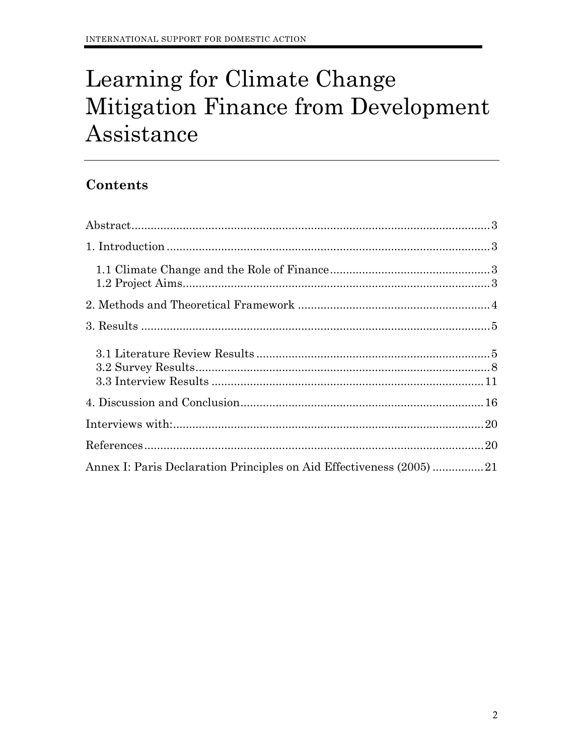# Learning for Climate Change Mitigation Finance from Development Assistance

## Contents

Abstract.......................................................................................................3

1. Introduction...............................................................................................3

   1.1 Climate Change and the Role of Finance..................................................3
   1.2 Project Aims...........................................................................................3

2. Methods and Theoretical Framework .........................................................4

3. Results .....................................................................................................5

   3.1 Literature Review Results ......................................................................5
   3.2 Survey Results........................................................................................8
   3.3 Interview Results ..................................................................................11

4. Discussion and Conclusion.........................................................................16

Interviews with:............................................................................................20

References....................................................................................................20

Annex I: Paris Declaration Principles on Aid Effectiveness (2005) ................21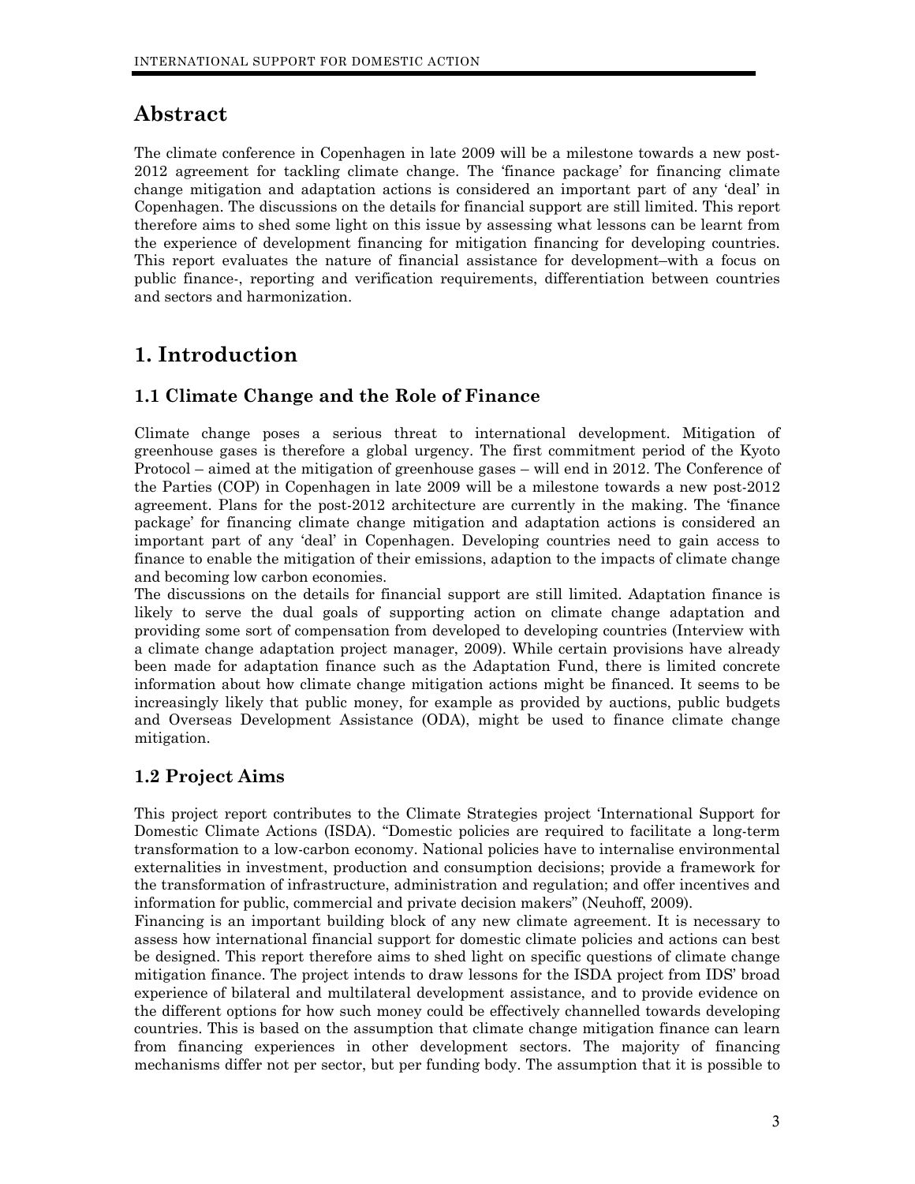## Abstract

The climate conference in Copenhagen in late 2009 will be a milestone towards a new post-2012 agreement for tackling climate change. The 'finance package' for financing climate change mitigation and adaptation actions is considered an important part of any 'deal' in Copenhagen. The discussions on the details for financial support are still limited. This report therefore aims to shed some light on this issue by assessing what lessons can be learnt from the experience of development financing for mitigation financing for developing countries. This report evaluates the nature of financial assistance for development–with a focus on public finance-, reporting and verification requirements, differentiation between countries and sectors and harmonization.

# 1. Introduction

## 1.1 Climate Change and the Role of Finance

Climate change poses a serious threat to international development. Mitigation of greenhouse gases is therefore a global urgency. The first commitment period of the Kyoto Protocol – aimed at the mitigation of greenhouse gases – will end in 2012. The Conference of the Parties (COP) in Copenhagen in late 2009 will be a milestone towards a new post-2012 agreement. Plans for the post-2012 architecture are currently in the making. The 'finance package' for financing climate change mitigation and adaptation actions is considered an important part of any 'deal' in Copenhagen. Developing countries need to gain access to finance to enable the mitigation of their emissions, adaption to the impacts of climate change and becoming low carbon economies.

The discussions on the details for financial support are still limited. Adaptation finance is likely to serve the dual goals of supporting action on climate change adaptation and providing some sort of compensation from developed to developing countries (Interview with a climate change adaptation project manager, 2009). While certain provisions have already been made for adaptation finance such as the Adaptation Fund, there is limited concrete information about how climate change mitigation actions might be financed. It seems to be increasingly likely that public money, for example as provided by auctions, public budgets and Overseas Development Assistance (ODA), might be used to finance climate change mitigation.

## 1.2 Project Aims

This project report contributes to the Climate Strategies project 'International Support for Domestic Climate Actions (ISDA). "Domestic policies are required to facilitate a long-term transformation to a low-carbon economy. National policies have to internalise environmental externalities in investment, production and consumption decisions; provide a framework for the transformation of infrastructure, administration and regulation; and offer incentives and information for public, commercial and private decision makers" (Neuhoff, 2009).

Financing is an important building block of any new climate agreement. It is necessary to assess how international financial support for domestic climate policies and actions can best be designed. This report therefore aims to shed light on specific questions of climate change mitigation finance. The project intends to draw lessons for the ISDA project from IDS' broad experience of bilateral and multilateral development assistance, and to provide evidence on the different options for how such money could be effectively channelled towards developing countries. This is based on the assumption that climate change mitigation finance can learn from financing experiences in other development sectors. The majority of financing mechanisms differ not per sector, but per funding body. The assumption that it is possible to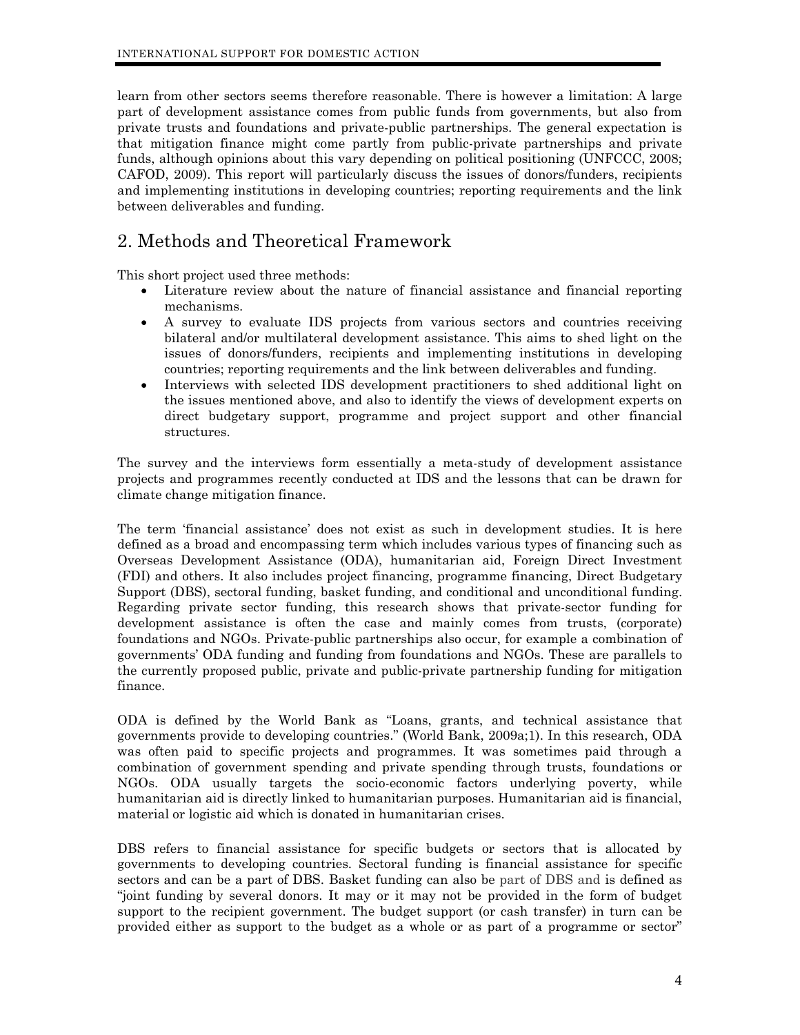learn from other sectors seems therefore reasonable. There is however a limitation: A large part of development assistance comes from public funds from governments, but also from private trusts and foundations and private-public partnerships. The general expectation is that mitigation finance might come partly from public-private partnerships and private funds, although opinions about this vary depending on political positioning (UNFCCC, 2008; CAFOD, 2009). This report will particularly discuss the issues of donors/funders, recipients and implementing institutions in developing countries; reporting requirements and the link between deliverables and funding.

## 2. Methods and Theoretical Framework

This short project used three methods:

- Literature review about the nature of financial assistance and financial reporting mechanisms.
- A survey to evaluate IDS projects from various sectors and countries receiving bilateral and/or multilateral development assistance. This aims to shed light on the issues of donors/funders, recipients and implementing institutions in developing countries; reporting requirements and the link between deliverables and funding.
- Interviews with selected IDS development practitioners to shed additional light on the issues mentioned above, and also to identify the views of development experts on direct budgetary support, programme and project support and other financial structures.

The survey and the interviews form essentially a meta-study of development assistance projects and programmes recently conducted at IDS and the lessons that can be drawn for climate change mitigation finance.

The term 'financial assistance' does not exist as such in development studies. It is here defined as a broad and encompassing term which includes various types of financing such as Overseas Development Assistance (ODA), humanitarian aid, Foreign Direct Investment (FDI) and others. It also includes project financing, programme financing, Direct Budgetary Support (DBS), sectoral funding, basket funding, and conditional and unconditional funding. Regarding private sector funding, this research shows that private-sector funding for development assistance is often the case and mainly comes from trusts, (corporate) foundations and NGOs. Private-public partnerships also occur, for example a combination of governments' ODA funding and funding from foundations and NGOs. These are parallels to the currently proposed public, private and public-private partnership funding for mitigation finance.

ODA is defined by the World Bank as "Loans, grants, and technical assistance that governments provide to developing countries." (World Bank, 2009a;1). In this research, ODA was often paid to specific projects and programmes. It was sometimes paid through a combination of government spending and private spending through trusts, foundations or NGOs. ODA usually targets the socio-economic factors underlying poverty, while humanitarian aid is directly linked to humanitarian purposes. Humanitarian aid is financial, material or logistic aid which is donated in humanitarian crises.

DBS refers to financial assistance for specific budgets or sectors that is allocated by governments to developing countries. Sectoral funding is financial assistance for specific sectors and can be a part of DBS. Basket funding can also be part of DBS and is defined as "joint funding by several donors. It may or it may not be provided in the form of budget support to the recipient government. The budget support (or cash transfer) in turn can be provided either as support to the budget as a whole or as part of a programme or sector"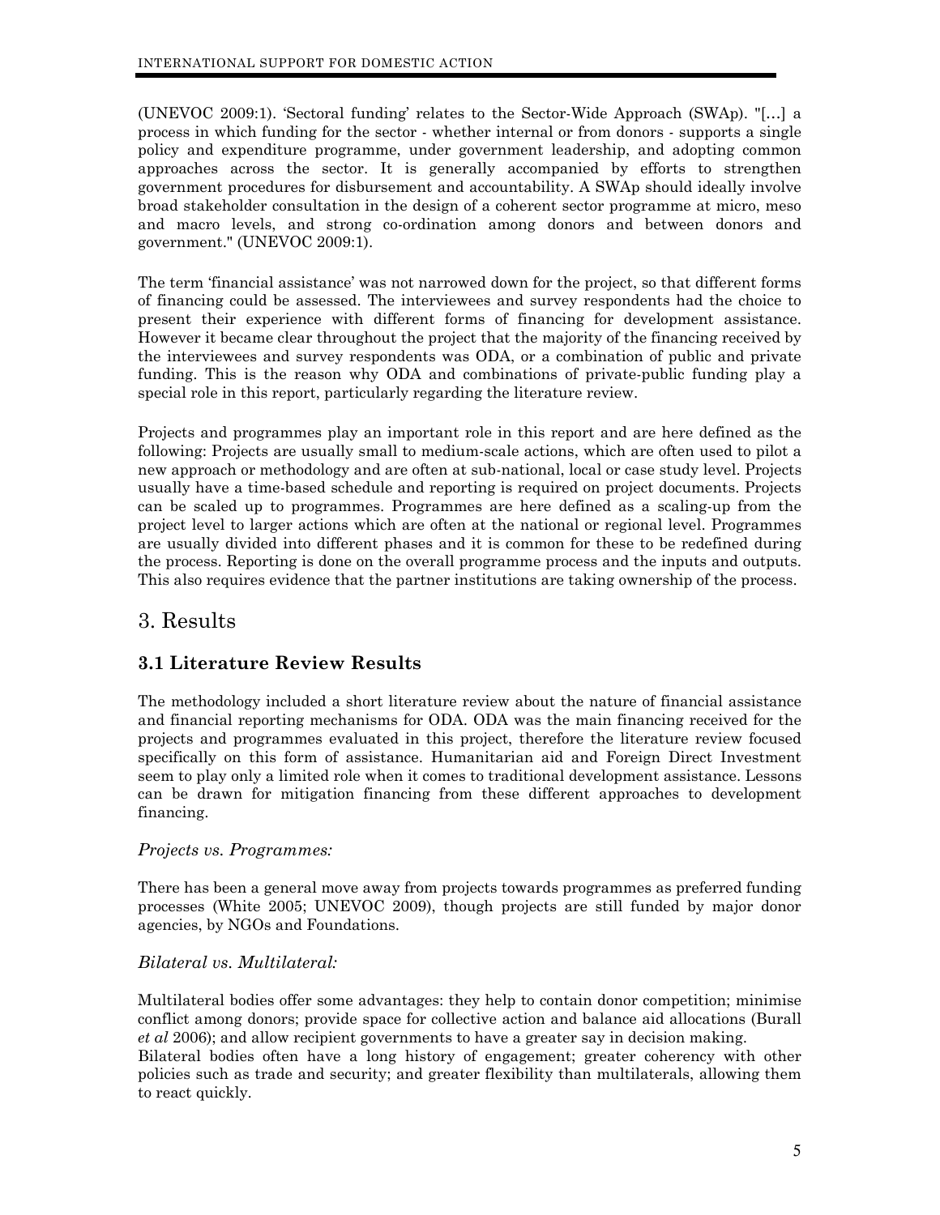(UNEVOC 2009:1). 'Sectoral funding' relates to the Sector-Wide Approach (SWAp). "[…] a process in which funding for the sector - whether internal or from donors - supports a single policy and expenditure programme, under government leadership, and adopting common approaches across the sector. It is generally accompanied by efforts to strengthen government procedures for disbursement and accountability. A SWAp should ideally involve broad stakeholder consultation in the design of a coherent sector programme at micro, meso and macro levels, and strong co-ordination among donors and between donors and government." (UNEVOC 2009:1).

The term 'financial assistance' was not narrowed down for the project, so that different forms of financing could be assessed. The interviewees and survey respondents had the choice to present their experience with different forms of financing for development assistance. However it became clear throughout the project that the majority of the financing received by the interviewees and survey respondents was ODA, or a combination of public and private funding. This is the reason why ODA and combinations of private-public funding play a special role in this report, particularly regarding the literature review.

Projects and programmes play an important role in this report and are here defined as the following: Projects are usually small to medium-scale actions, which are often used to pilot a new approach or methodology and are often at sub-national, local or case study level. Projects usually have a time-based schedule and reporting is required on project documents. Projects can be scaled up to programmes. Programmes are here defined as a scaling-up from the project level to larger actions which are often at the national or regional level. Programmes are usually divided into different phases and it is common for these to be redefined during the process. Reporting is done on the overall programme process and the inputs and outputs. This also requires evidence that the partner institutions are taking ownership of the process.

# 3. Results

## 3.1 Literature Review Results

The methodology included a short literature review about the nature of financial assistance and financial reporting mechanisms for ODA. ODA was the main financing received for the projects and programmes evaluated in this project, therefore the literature review focused specifically on this form of assistance. Humanitarian aid and Foreign Direct Investment seem to play only a limited role when it comes to traditional development assistance. Lessons can be drawn for mitigation financing from these different approaches to development financing.

### *Projects vs. Programmes:*

There has been a general move away from projects towards programmes as preferred funding processes (White 2005; UNEVOC 2009), though projects are still funded by major donor agencies, by NGOs and Foundations.

### *Bilateral vs. Multilateral:*

Multilateral bodies offer some advantages: they help to contain donor competition; minimise conflict among donors; provide space for collective action and balance aid allocations (Burall *et al* 2006); and allow recipient governments to have a greater say in decision making.
Bilateral bodies often have a long history of engagement; greater coherency with other policies such as trade and security; and greater flexibility than multilaterals, allowing them to react quickly.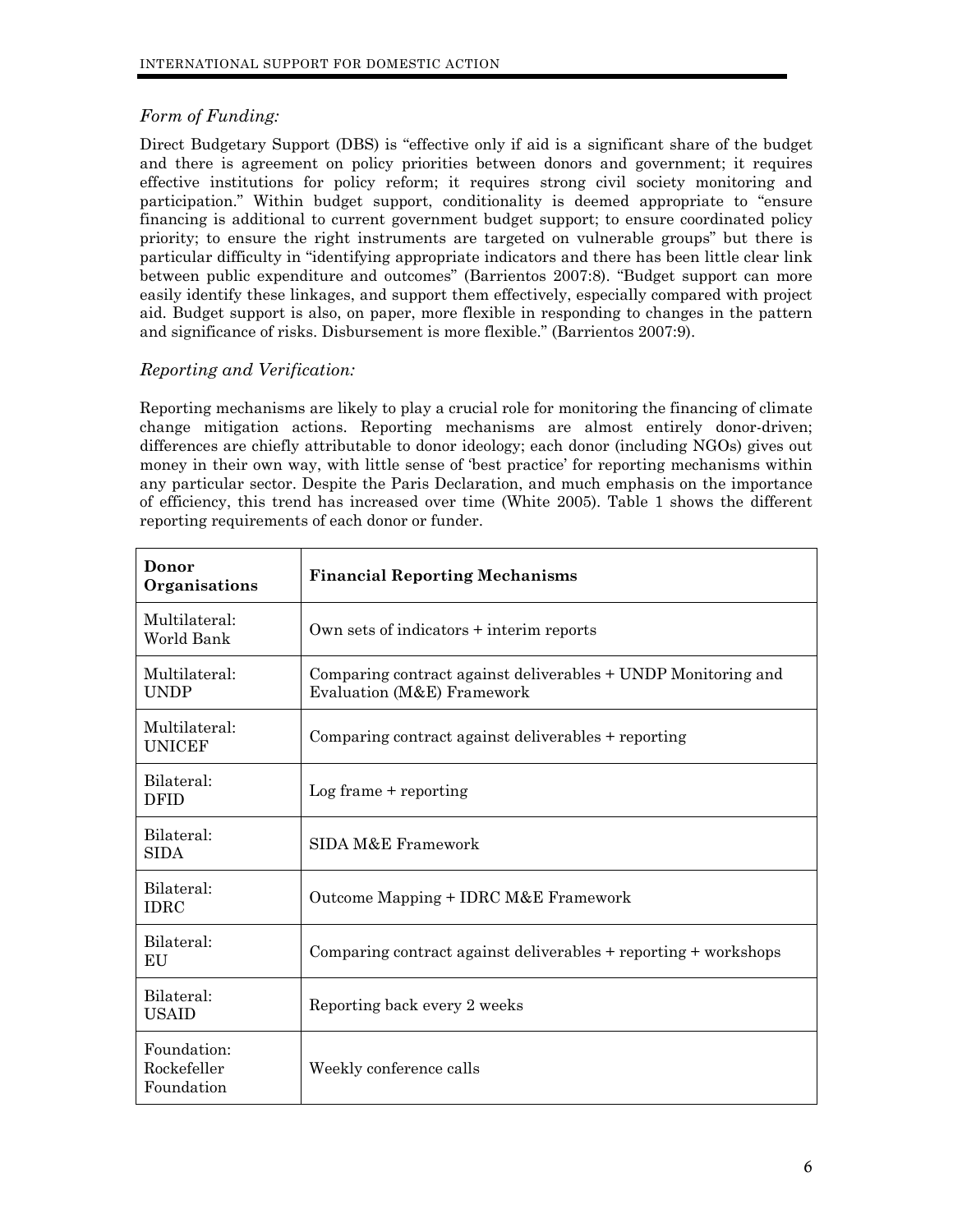*Form of Funding:*

Direct Budgetary Support (DBS) is "effective only if aid is a significant share of the budget and there is agreement on policy priorities between donors and government; it requires effective institutions for policy reform; it requires strong civil society monitoring and participation." Within budget support, conditionality is deemed appropriate to "ensure financing is additional to current government budget support; to ensure coordinated policy priority; to ensure the right instruments are targeted on vulnerable groups" but there is particular difficulty in "identifying appropriate indicators and there has been little clear link between public expenditure and outcomes" (Barrientos 2007:8). "Budget support can more easily identify these linkages, and support them effectively, especially compared with project aid. Budget support is also, on paper, more flexible in responding to changes in the pattern and significance of risks. Disbursement is more flexible." (Barrientos 2007:9).

*Reporting and Verification:*

Reporting mechanisms are likely to play a crucial role for monitoring the financing of climate change mitigation actions. Reporting mechanisms are almost entirely donor-driven; differences are chiefly attributable to donor ideology; each donor (including NGOs) gives out money in their own way, with little sense of 'best practice' for reporting mechanisms within any particular sector. Despite the Paris Declaration, and much emphasis on the importance of efficiency, this trend has increased over time (White 2005). Table 1 shows the different reporting requirements of each donor or funder.

| **Donor Organisations** | **Financial Reporting Mechanisms** |
|---|---|
| Multilateral: World Bank | Own sets of indicators + interim reports |
| Multilateral: UNDP | Comparing contract against deliverables + UNDP Monitoring and Evaluation (M&E) Framework |
| Multilateral: UNICEF | Comparing contract against deliverables + reporting |
| Bilateral: DFID | Log frame + reporting |
| Bilateral: SIDA | SIDA M&E Framework |
| Bilateral: IDRC | Outcome Mapping + IDRC M&E Framework |
| Bilateral: EU | Comparing contract against deliverables + reporting + workshops |
| Bilateral: USAID | Reporting back every 2 weeks |
| Foundation: Rockefeller Foundation | Weekly conference calls |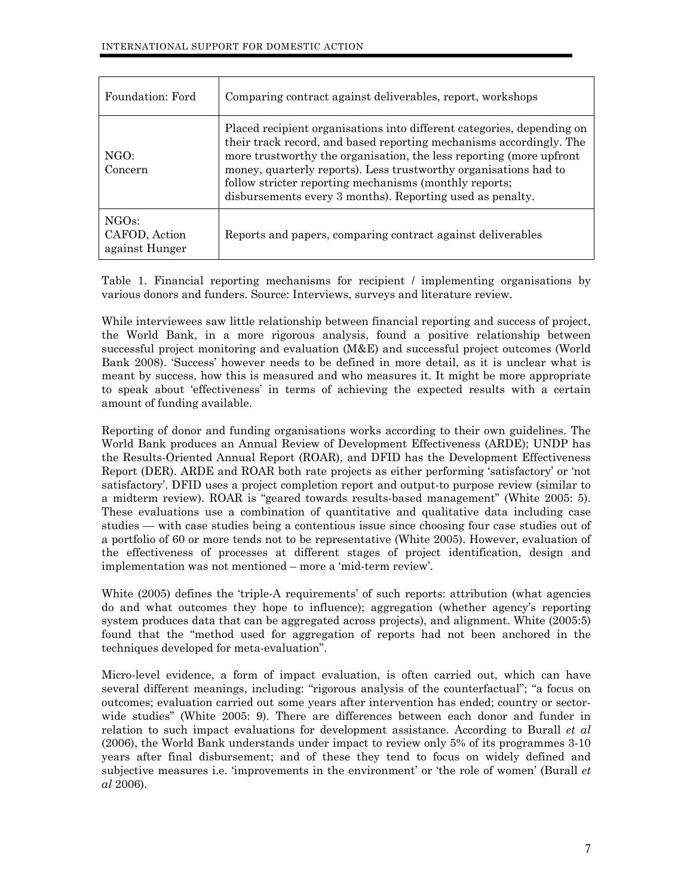| Foundation: Ford | Comparing contract against deliverables, report, workshops |
|---|---|
| NGO: Concern | Placed recipient organisations into different categories, depending on their track record, and based reporting mechanisms accordingly. The more trustworthy the organisation, the less reporting (more upfront money, quarterly reports). Less trustworthy organisations had to follow stricter reporting mechanisms (monthly reports; disbursements every 3 months). Reporting used as penalty. |
| NGOs: CAFOD, Action against Hunger | Reports and papers, comparing contract against deliverables |

Table 1. Financial reporting mechanisms for recipient / implementing organisations by various donors and funders. Source: Interviews, surveys and literature review.

While interviewees saw little relationship between financial reporting and success of project, the World Bank, in a more rigorous analysis, found a positive relationship between successful project monitoring and evaluation (M&E) and successful project outcomes (World Bank 2008). 'Success' however needs to be defined in more detail, as it is unclear what is meant by success, how this is measured and who measures it. It might be more appropriate to speak about 'effectiveness' in terms of achieving the expected results with a certain amount of funding available.

Reporting of donor and funding organisations works according to their own guidelines. The World Bank produces an Annual Review of Development Effectiveness (ARDE); UNDP has the Results-Oriented Annual Report (ROAR), and DFID has the Development Effectiveness Report (DER). ARDE and ROAR both rate projects as either performing 'satisfactory' or 'not satisfactory'. DFID uses a project completion report and output-to purpose review (similar to a midterm review). ROAR is "geared towards results-based management" (White 2005: 5). These evaluations use a combination of quantitative and qualitative data including case studies — with case studies being a contentious issue since choosing four case studies out of a portfolio of 60 or more tends not to be representative (White 2005). However, evaluation of the effectiveness of processes at different stages of project identification, design and implementation was not mentioned – more a 'mid-term review'.

White (2005) defines the 'triple-A requirements' of such reports: attribution (what agencies do and what outcomes they hope to influence); aggregation (whether agency's reporting system produces data that can be aggregated across projects), and alignment. White (2005:5) found that the "method used for aggregation of reports had not been anchored in the techniques developed for meta-evaluation".

Micro-level evidence, a form of impact evaluation, is often carried out, which can have several different meanings, including: "rigorous analysis of the counterfactual"; "a focus on outcomes; evaluation carried out some years after intervention has ended; country or sector-wide studies" (White 2005: 9). There are differences between each donor and funder in relation to such impact evaluations for development assistance. According to Burall *et al* (2006), the World Bank understands under impact to review only 5% of its programmes 3-10 years after final disbursement; and of these they tend to focus on widely defined and subjective measures i.e. 'improvements in the environment' or 'the role of women' (Burall *et al* 2006).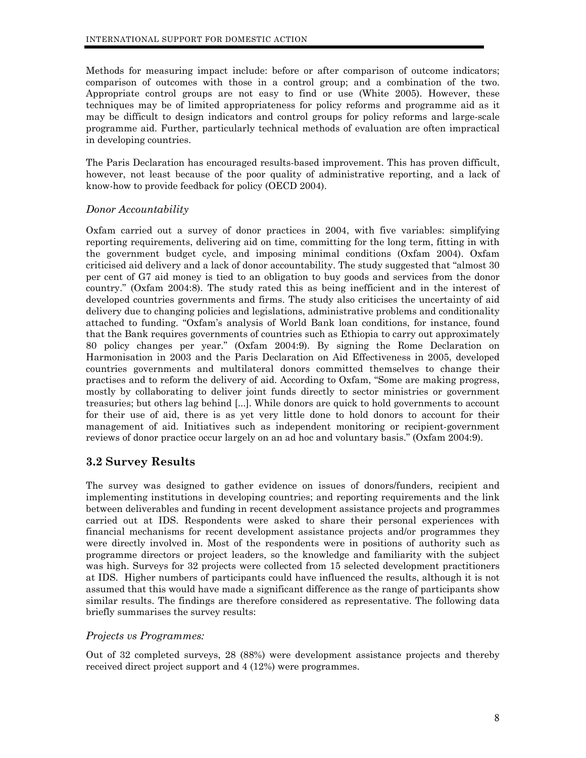Methods for measuring impact include: before or after comparison of outcome indicators; comparison of outcomes with those in a control group; and a combination of the two. Appropriate control groups are not easy to find or use (White 2005). However, these techniques may be of limited appropriateness for policy reforms and programme aid as it may be difficult to design indicators and control groups for policy reforms and large-scale programme aid. Further, particularly technical methods of evaluation are often impractical in developing countries.

The Paris Declaration has encouraged results-based improvement. This has proven difficult, however, not least because of the poor quality of administrative reporting, and a lack of know-how to provide feedback for policy (OECD 2004).

### *Donor Accountability*

Oxfam carried out a survey of donor practices in 2004, with five variables: simplifying reporting requirements, delivering aid on time, committing for the long term, fitting in with the government budget cycle, and imposing minimal conditions (Oxfam 2004). Oxfam criticised aid delivery and a lack of donor accountability. The study suggested that "almost 30 per cent of G7 aid money is tied to an obligation to buy goods and services from the donor country." (Oxfam 2004:8). The study rated this as being inefficient and in the interest of developed countries governments and firms. The study also criticises the uncertainty of aid delivery due to changing policies and legislations, administrative problems and conditionality attached to funding. "Oxfam's analysis of World Bank loan conditions, for instance, found that the Bank requires governments of countries such as Ethiopia to carry out approximately 80 policy changes per year." (Oxfam 2004:9). By signing the Rome Declaration on Harmonisation in 2003 and the Paris Declaration on Aid Effectiveness in 2005, developed countries governments and multilateral donors committed themselves to change their practises and to reform the delivery of aid. According to Oxfam, "Some are making progress, mostly by collaborating to deliver joint funds directly to sector ministries or government treasuries; but others lag behind [...]. While donors are quick to hold governments to account for their use of aid, there is as yet very little done to hold donors to account for their management of aid. Initiatives such as independent monitoring or recipient-government reviews of donor practice occur largely on an ad hoc and voluntary basis." (Oxfam 2004:9).

## 3.2 Survey Results

The survey was designed to gather evidence on issues of donors/funders, recipient and implementing institutions in developing countries; and reporting requirements and the link between deliverables and funding in recent development assistance projects and programmes carried out at IDS. Respondents were asked to share their personal experiences with financial mechanisms for recent development assistance projects and/or programmes they were directly involved in. Most of the respondents were in positions of authority such as programme directors or project leaders, so the knowledge and familiarity with the subject was high. Surveys for 32 projects were collected from 15 selected development practitioners at IDS. Higher numbers of participants could have influenced the results, although it is not assumed that this would have made a significant difference as the range of participants show similar results. The findings are therefore considered as representative. The following data briefly summarises the survey results:

### *Projects vs Programmes:*

Out of 32 completed surveys, 28 (88%) were development assistance projects and thereby received direct project support and 4 (12%) were programmes.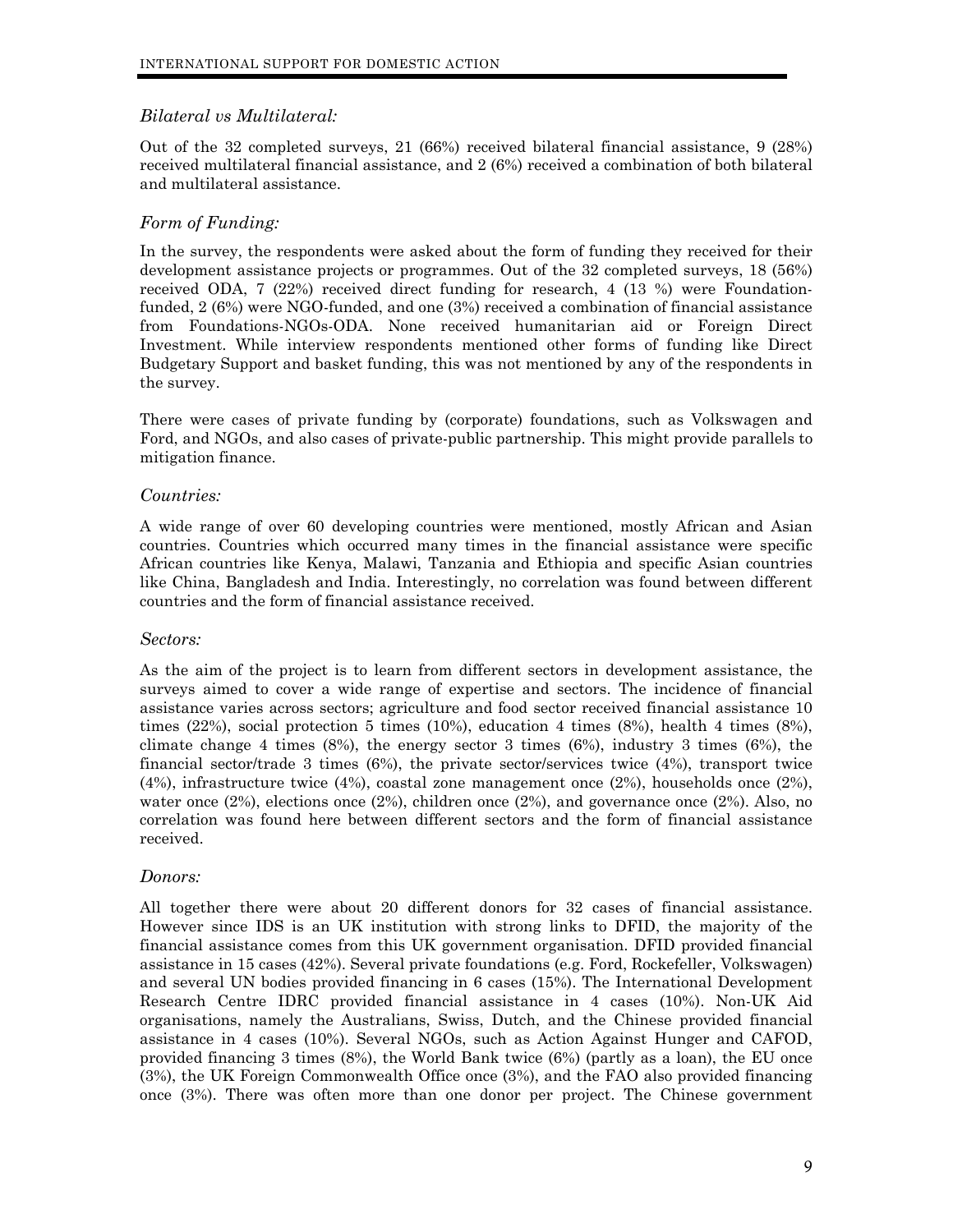*Bilateral vs Multilateral:*

Out of the 32 completed surveys, 21 (66%) received bilateral financial assistance, 9 (28%) received multilateral financial assistance, and 2 (6%) received a combination of both bilateral and multilateral assistance.

*Form of Funding:*

In the survey, the respondents were asked about the form of funding they received for their development assistance projects or programmes. Out of the 32 completed surveys, 18 (56%) received ODA, 7 (22%) received direct funding for research, 4 (13 %) were Foundation-funded, 2 (6%) were NGO-funded, and one (3%) received a combination of financial assistance from Foundations-NGOs-ODA. None received humanitarian aid or Foreign Direct Investment. While interview respondents mentioned other forms of funding like Direct Budgetary Support and basket funding, this was not mentioned by any of the respondents in the survey.

There were cases of private funding by (corporate) foundations, such as Volkswagen and Ford, and NGOs, and also cases of private-public partnership. This might provide parallels to mitigation finance.

*Countries:*

A wide range of over 60 developing countries were mentioned, mostly African and Asian countries. Countries which occurred many times in the financial assistance were specific African countries like Kenya, Malawi, Tanzania and Ethiopia and specific Asian countries like China, Bangladesh and India. Interestingly, no correlation was found between different countries and the form of financial assistance received.

*Sectors:*

As the aim of the project is to learn from different sectors in development assistance, the surveys aimed to cover a wide range of expertise and sectors. The incidence of financial assistance varies across sectors; agriculture and food sector received financial assistance 10 times (22%), social protection 5 times (10%), education 4 times (8%), health 4 times (8%), climate change 4 times (8%), the energy sector 3 times (6%), industry 3 times (6%), the financial sector/trade 3 times (6%), the private sector/services twice (4%), transport twice (4%), infrastructure twice (4%), coastal zone management once (2%), households once (2%), water once (2%), elections once (2%), children once (2%), and governance once (2%). Also, no correlation was found here between different sectors and the form of financial assistance received.

*Donors:*

All together there were about 20 different donors for 32 cases of financial assistance. However since IDS is an UK institution with strong links to DFID, the majority of the financial assistance comes from this UK government organisation. DFID provided financial assistance in 15 cases (42%). Several private foundations (e.g. Ford, Rockefeller, Volkswagen) and several UN bodies provided financing in 6 cases (15%). The International Development Research Centre IDRC provided financial assistance in 4 cases (10%). Non-UK Aid organisations, namely the Australians, Swiss, Dutch, and the Chinese provided financial assistance in 4 cases (10%). Several NGOs, such as Action Against Hunger and CAFOD, provided financing 3 times (8%), the World Bank twice (6%) (partly as a loan), the EU once (3%), the UK Foreign Commonwealth Office once (3%), and the FAO also provided financing once (3%). There was often more than one donor per project. The Chinese government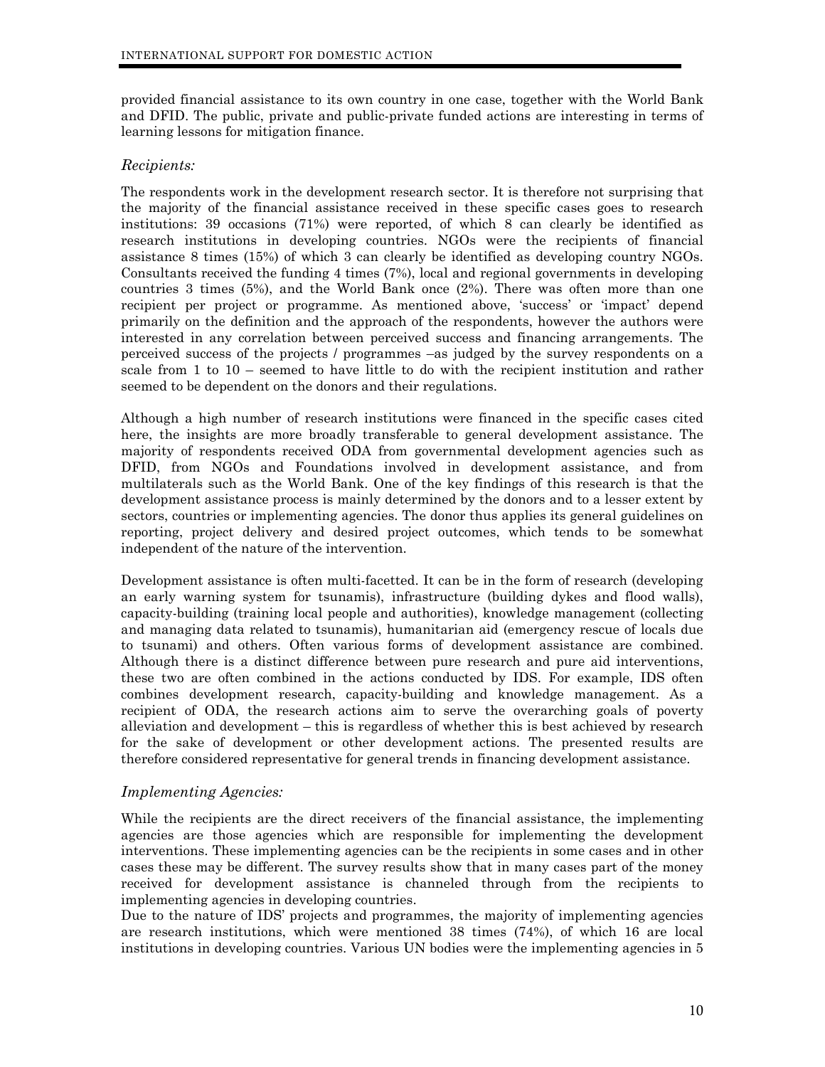provided financial assistance to its own country in one case, together with the World Bank and DFID. The public, private and public-private funded actions are interesting in terms of learning lessons for mitigation finance.

### *Recipients:*

The respondents work in the development research sector. It is therefore not surprising that the majority of the financial assistance received in these specific cases goes to research institutions: 39 occasions (71%) were reported, of which 8 can clearly be identified as research institutions in developing countries. NGOs were the recipients of financial assistance 8 times (15%) of which 3 can clearly be identified as developing country NGOs. Consultants received the funding 4 times (7%), local and regional governments in developing countries 3 times (5%), and the World Bank once (2%). There was often more than one recipient per project or programme. As mentioned above, 'success' or 'impact' depend primarily on the definition and the approach of the respondents, however the authors were interested in any correlation between perceived success and financing arrangements. The perceived success of the projects / programmes –as judged by the survey respondents on a scale from 1 to 10 – seemed to have little to do with the recipient institution and rather seemed to be dependent on the donors and their regulations.

Although a high number of research institutions were financed in the specific cases cited here, the insights are more broadly transferable to general development assistance. The majority of respondents received ODA from governmental development agencies such as DFID, from NGOs and Foundations involved in development assistance, and from multilaterals such as the World Bank. One of the key findings of this research is that the development assistance process is mainly determined by the donors and to a lesser extent by sectors, countries or implementing agencies. The donor thus applies its general guidelines on reporting, project delivery and desired project outcomes, which tends to be somewhat independent of the nature of the intervention.

Development assistance is often multi-facetted. It can be in the form of research (developing an early warning system for tsunamis), infrastructure (building dykes and flood walls), capacity-building (training local people and authorities), knowledge management (collecting and managing data related to tsunamis), humanitarian aid (emergency rescue of locals due to tsunami) and others. Often various forms of development assistance are combined. Although there is a distinct difference between pure research and pure aid interventions, these two are often combined in the actions conducted by IDS. For example, IDS often combines development research, capacity-building and knowledge management. As a recipient of ODA, the research actions aim to serve the overarching goals of poverty alleviation and development – this is regardless of whether this is best achieved by research for the sake of development or other development actions. The presented results are therefore considered representative for general trends in financing development assistance.

### *Implementing Agencies:*

While the recipients are the direct receivers of the financial assistance, the implementing agencies are those agencies which are responsible for implementing the development interventions. These implementing agencies can be the recipients in some cases and in other cases these may be different. The survey results show that in many cases part of the money received for development assistance is channeled through from the recipients to implementing agencies in developing countries.

Due to the nature of IDS' projects and programmes, the majority of implementing agencies are research institutions, which were mentioned 38 times (74%), of which 16 are local institutions in developing countries. Various UN bodies were the implementing agencies in 5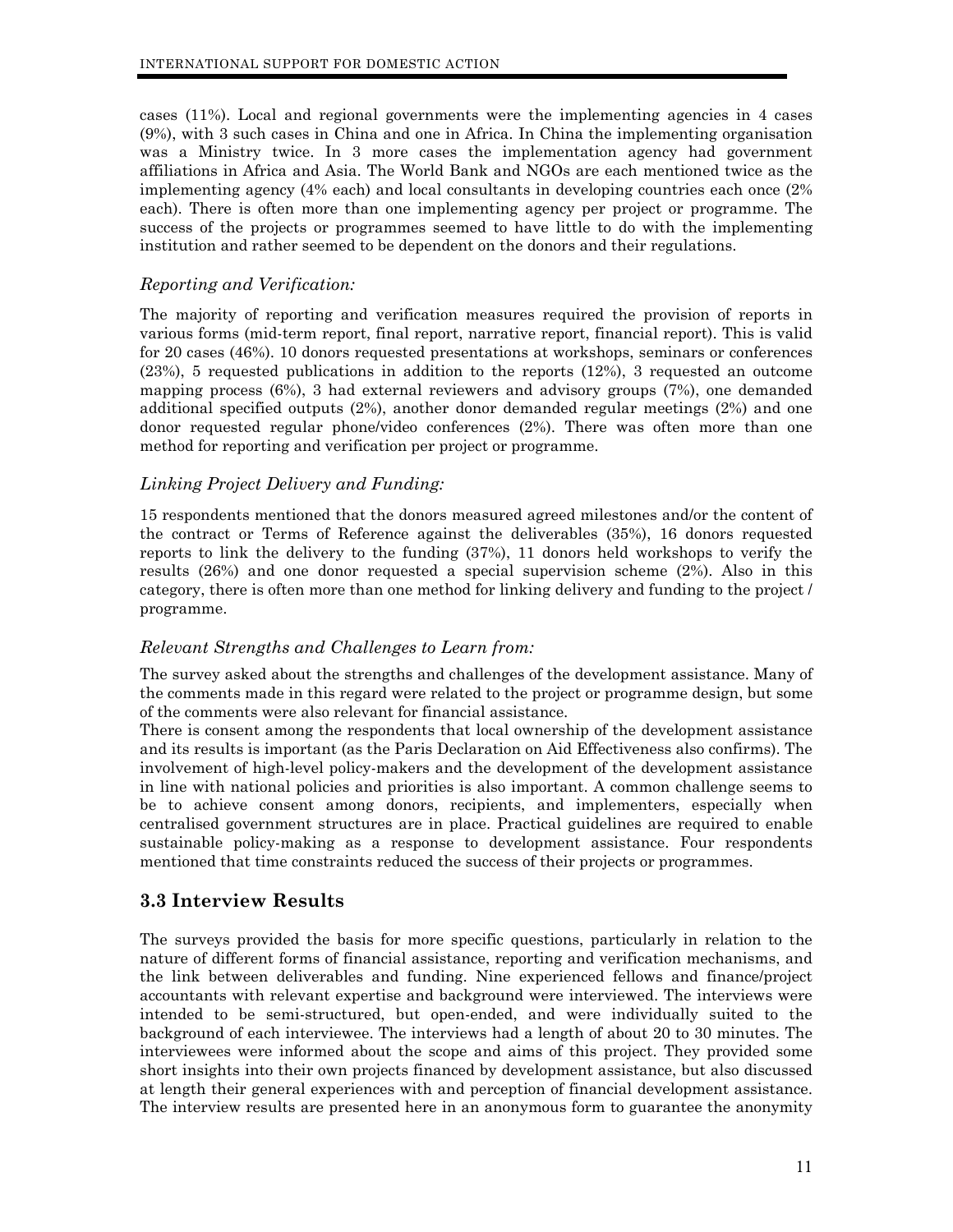cases (11%). Local and regional governments were the implementing agencies in 4 cases (9%), with 3 such cases in China and one in Africa. In China the implementing organisation was a Ministry twice. In 3 more cases the implementation agency had government affiliations in Africa and Asia. The World Bank and NGOs are each mentioned twice as the implementing agency (4% each) and local consultants in developing countries each once (2% each). There is often more than one implementing agency per project or programme. The success of the projects or programmes seemed to have little to do with the implementing institution and rather seemed to be dependent on the donors and their regulations.

### *Reporting and Verification:*

The majority of reporting and verification measures required the provision of reports in various forms (mid-term report, final report, narrative report, financial report). This is valid for 20 cases (46%). 10 donors requested presentations at workshops, seminars or conferences (23%), 5 requested publications in addition to the reports (12%), 3 requested an outcome mapping process (6%), 3 had external reviewers and advisory groups (7%), one demanded additional specified outputs (2%), another donor demanded regular meetings (2%) and one donor requested regular phone/video conferences (2%). There was often more than one method for reporting and verification per project or programme.

### *Linking Project Delivery and Funding:*

15 respondents mentioned that the donors measured agreed milestones and/or the content of the contract or Terms of Reference against the deliverables (35%), 16 donors requested reports to link the delivery to the funding (37%), 11 donors held workshops to verify the results (26%) and one donor requested a special supervision scheme (2%). Also in this category, there is often more than one method for linking delivery and funding to the project / programme.

### *Relevant Strengths and Challenges to Learn from:*

The survey asked about the strengths and challenges of the development assistance. Many of the comments made in this regard were related to the project or programme design, but some of the comments were also relevant for financial assistance.

There is consent among the respondents that local ownership of the development assistance and its results is important (as the Paris Declaration on Aid Effectiveness also confirms). The involvement of high-level policy-makers and the development of the development assistance in line with national policies and priorities is also important. A common challenge seems to be to achieve consent among donors, recipients, and implementers, especially when centralised government structures are in place. Practical guidelines are required to enable sustainable policy-making as a response to development assistance. Four respondents mentioned that time constraints reduced the success of their projects or programmes.

## 3.3 Interview Results

The surveys provided the basis for more specific questions, particularly in relation to the nature of different forms of financial assistance, reporting and verification mechanisms, and the link between deliverables and funding. Nine experienced fellows and finance/project accountants with relevant expertise and background were interviewed. The interviews were intended to be semi-structured, but open-ended, and were individually suited to the background of each interviewee. The interviews had a length of about 20 to 30 minutes. The interviewees were informed about the scope and aims of this project. They provided some short insights into their own projects financed by development assistance, but also discussed at length their general experiences with and perception of financial development assistance. The interview results are presented here in an anonymous form to guarantee the anonymity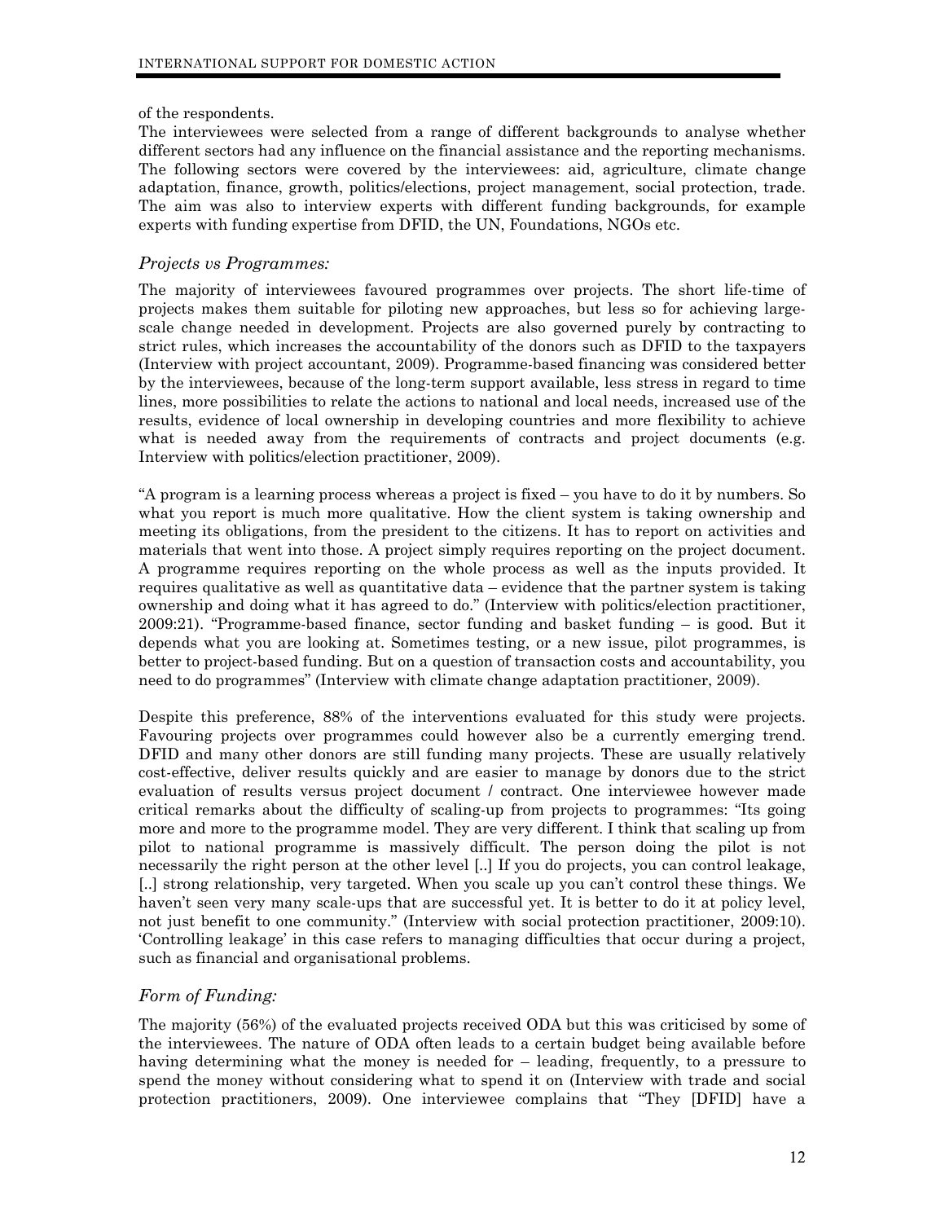of the respondents.
The interviewees were selected from a range of different backgrounds to analyse whether different sectors had any influence on the financial assistance and the reporting mechanisms. The following sectors were covered by the interviewees: aid, agriculture, climate change adaptation, finance, growth, politics/elections, project management, social protection, trade. The aim was also to interview experts with different funding backgrounds, for example experts with funding expertise from DFID, the UN, Foundations, NGOs etc.

### *Projects vs Programmes:*

The majority of interviewees favoured programmes over projects. The short life-time of projects makes them suitable for piloting new approaches, but less so for achieving large-scale change needed in development. Projects are also governed purely by contracting to strict rules, which increases the accountability of the donors such as DFID to the taxpayers (Interview with project accountant, 2009). Programme-based financing was considered better by the interviewees, because of the long-term support available, less stress in regard to time lines, more possibilities to relate the actions to national and local needs, increased use of the results, evidence of local ownership in developing countries and more flexibility to achieve what is needed away from the requirements of contracts and project documents (e.g. Interview with politics/election practitioner, 2009).

"A program is a learning process whereas a project is fixed – you have to do it by numbers. So what you report is much more qualitative. How the client system is taking ownership and meeting its obligations, from the president to the citizens. It has to report on activities and materials that went into those. A project simply requires reporting on the project document. A programme requires reporting on the whole process as well as the inputs provided. It requires qualitative as well as quantitative data – evidence that the partner system is taking ownership and doing what it has agreed to do." (Interview with politics/election practitioner, 2009:21). "Programme-based finance, sector funding and basket funding – is good. But it depends what you are looking at. Sometimes testing, or a new issue, pilot programmes, is better to project-based funding. But on a question of transaction costs and accountability, you need to do programmes" (Interview with climate change adaptation practitioner, 2009).

Despite this preference, 88% of the interventions evaluated for this study were projects. Favouring projects over programmes could however also be a currently emerging trend. DFID and many other donors are still funding many projects. These are usually relatively cost-effective, deliver results quickly and are easier to manage by donors due to the strict evaluation of results versus project document / contract. One interviewee however made critical remarks about the difficulty of scaling-up from projects to programmes: "Its going more and more to the programme model. They are very different. I think that scaling up from pilot to national programme is massively difficult. The person doing the pilot is not necessarily the right person at the other level [..] If you do projects, you can control leakage, [..] strong relationship, very targeted. When you scale up you can't control these things. We haven't seen very many scale-ups that are successful yet. It is better to do it at policy level, not just benefit to one community." (Interview with social protection practitioner, 2009:10). 'Controlling leakage' in this case refers to managing difficulties that occur during a project, such as financial and organisational problems.

### *Form of Funding:*

The majority (56%) of the evaluated projects received ODA but this was criticised by some of the interviewees. The nature of ODA often leads to a certain budget being available before having determining what the money is needed for – leading, frequently, to a pressure to spend the money without considering what to spend it on (Interview with trade and social protection practitioners, 2009). One interviewee complains that "They [DFID] have a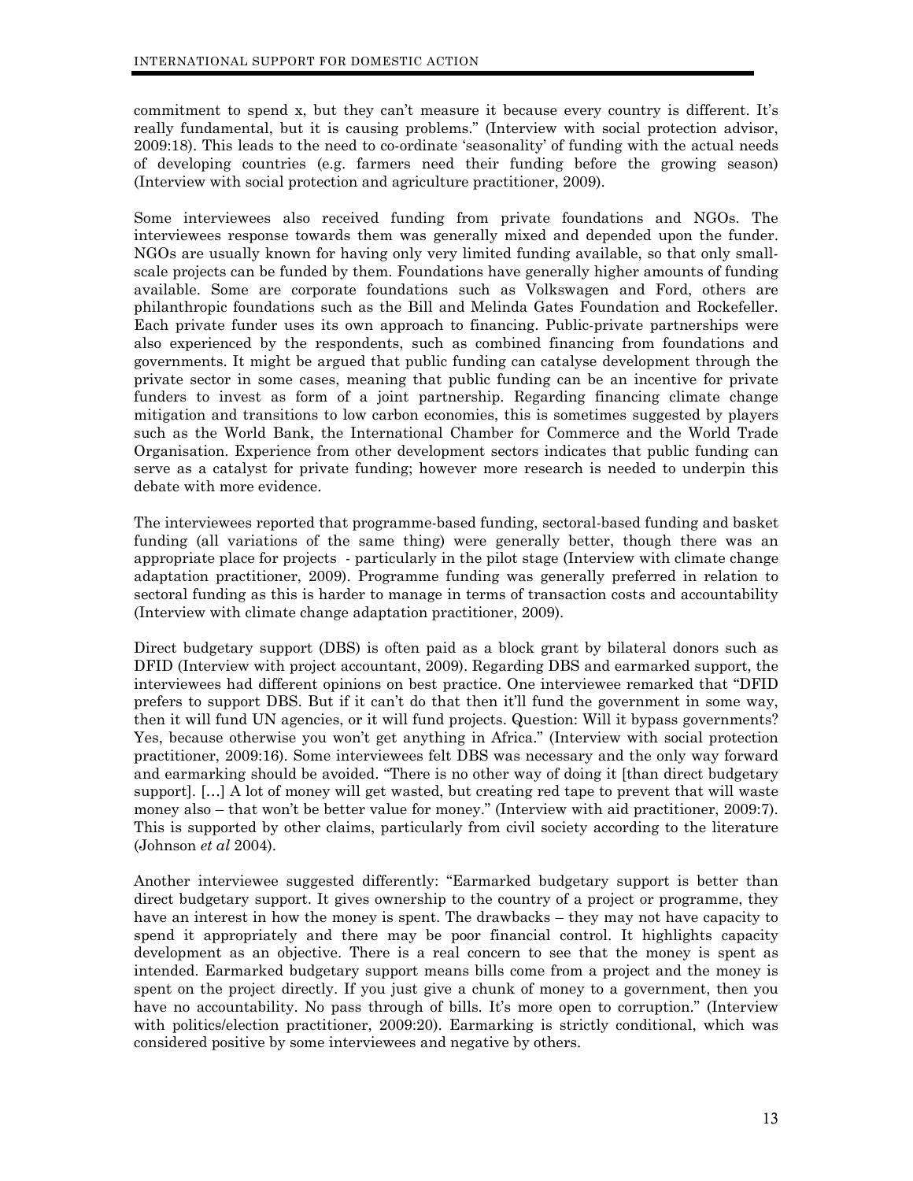commitment to spend x, but they can't measure it because every country is different. It's really fundamental, but it is causing problems." (Interview with social protection advisor, 2009:18). This leads to the need to co-ordinate 'seasonality' of funding with the actual needs of developing countries (e.g. farmers need their funding before the growing season) (Interview with social protection and agriculture practitioner, 2009).

Some interviewees also received funding from private foundations and NGOs. The interviewees response towards them was generally mixed and depended upon the funder. NGOs are usually known for having only very limited funding available, so that only small-scale projects can be funded by them. Foundations have generally higher amounts of funding available. Some are corporate foundations such as Volkswagen and Ford, others are philanthropic foundations such as the Bill and Melinda Gates Foundation and Rockefeller. Each private funder uses its own approach to financing. Public-private partnerships were also experienced by the respondents, such as combined financing from foundations and governments. It might be argued that public funding can catalyse development through the private sector in some cases, meaning that public funding can be an incentive for private funders to invest as form of a joint partnership. Regarding financing climate change mitigation and transitions to low carbon economies, this is sometimes suggested by players such as the World Bank, the International Chamber for Commerce and the World Trade Organisation. Experience from other development sectors indicates that public funding can serve as a catalyst for private funding; however more research is needed to underpin this debate with more evidence.

The interviewees reported that programme-based funding, sectoral-based funding and basket funding (all variations of the same thing) were generally better, though there was an appropriate place for projects - particularly in the pilot stage (Interview with climate change adaptation practitioner, 2009). Programme funding was generally preferred in relation to sectoral funding as this is harder to manage in terms of transaction costs and accountability (Interview with climate change adaptation practitioner, 2009).

Direct budgetary support (DBS) is often paid as a block grant by bilateral donors such as DFID (Interview with project accountant, 2009). Regarding DBS and earmarked support, the interviewees had different opinions on best practice. One interviewee remarked that "DFID prefers to support DBS. But if it can't do that then it'll fund the government in some way, then it will fund UN agencies, or it will fund projects. Question: Will it bypass governments? Yes, because otherwise you won't get anything in Africa." (Interview with social protection practitioner, 2009:16). Some interviewees felt DBS was necessary and the only way forward and earmarking should be avoided. "There is no other way of doing it [than direct budgetary support]. […] A lot of money will get wasted, but creating red tape to prevent that will waste money also – that won't be better value for money." (Interview with aid practitioner, 2009:7). This is supported by other claims, particularly from civil society according to the literature (Johnson *et al* 2004).

Another interviewee suggested differently: "Earmarked budgetary support is better than direct budgetary support. It gives ownership to the country of a project or programme, they have an interest in how the money is spent. The drawbacks – they may not have capacity to spend it appropriately and there may be poor financial control. It highlights capacity development as an objective. There is a real concern to see that the money is spent as intended. Earmarked budgetary support means bills come from a project and the money is spent on the project directly. If you just give a chunk of money to a government, then you have no accountability. No pass through of bills. It's more open to corruption." (Interview with politics/election practitioner, 2009:20). Earmarking is strictly conditional, which was considered positive by some interviewees and negative by others.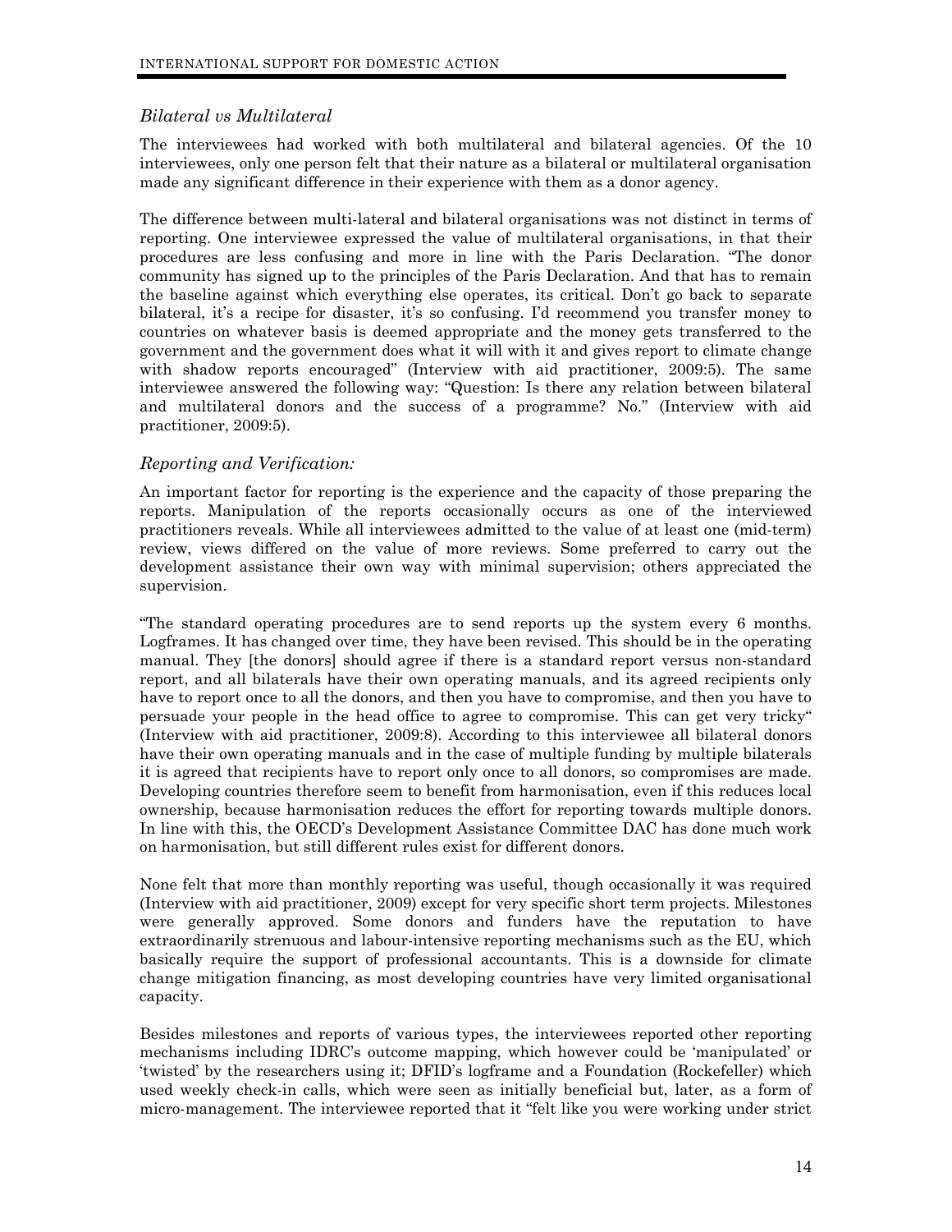### *Bilateral vs Multilateral*

The interviewees had worked with both multilateral and bilateral agencies. Of the 10 interviewees, only one person felt that their nature as a bilateral or multilateral organisation made any significant difference in their experience with them as a donor agency.

The difference between multi-lateral and bilateral organisations was not distinct in terms of reporting. One interviewee expressed the value of multilateral organisations, in that their procedures are less confusing and more in line with the Paris Declaration. "The donor community has signed up to the principles of the Paris Declaration. And that has to remain the baseline against which everything else operates, its critical. Don't go back to separate bilateral, it's a recipe for disaster, it's so confusing. I'd recommend you transfer money to countries on whatever basis is deemed appropriate and the money gets transferred to the government and the government does what it will with it and gives report to climate change with shadow reports encouraged" (Interview with aid practitioner, 2009:5). The same interviewee answered the following way: "Question: Is there any relation between bilateral and multilateral donors and the success of a programme? No." (Interview with aid practitioner, 2009:5).

### *Reporting and Verification:*

An important factor for reporting is the experience and the capacity of those preparing the reports. Manipulation of the reports occasionally occurs as one of the interviewed practitioners reveals. While all interviewees admitted to the value of at least one (mid-term) review, views differed on the value of more reviews. Some preferred to carry out the development assistance their own way with minimal supervision; others appreciated the supervision.

"The standard operating procedures are to send reports up the system every 6 months. Logframes. It has changed over time, they have been revised. This should be in the operating manual. They [the donors] should agree if there is a standard report versus non-standard report, and all bilaterals have their own operating manuals, and its agreed recipients only have to report once to all the donors, and then you have to compromise, and then you have to persuade your people in the head office to agree to compromise. This can get very tricky" (Interview with aid practitioner, 2009:8). According to this interviewee all bilateral donors have their own operating manuals and in the case of multiple funding by multiple bilaterals it is agreed that recipients have to report only once to all donors, so compromises are made. Developing countries therefore seem to benefit from harmonisation, even if this reduces local ownership, because harmonisation reduces the effort for reporting towards multiple donors. In line with this, the OECD's Development Assistance Committee DAC has done much work on harmonisation, but still different rules exist for different donors.

None felt that more than monthly reporting was useful, though occasionally it was required (Interview with aid practitioner, 2009) except for very specific short term projects. Milestones were generally approved. Some donors and funders have the reputation to have extraordinarily strenuous and labour-intensive reporting mechanisms such as the EU, which basically require the support of professional accountants. This is a downside for climate change mitigation financing, as most developing countries have very limited organisational capacity.

Besides milestones and reports of various types, the interviewees reported other reporting mechanisms including IDRC's outcome mapping, which however could be 'manipulated' or 'twisted' by the researchers using it; DFID's logframe and a Foundation (Rockefeller) which used weekly check-in calls, which were seen as initially beneficial but, later, as a form of micro-management. The interviewee reported that it "felt like you were working under strict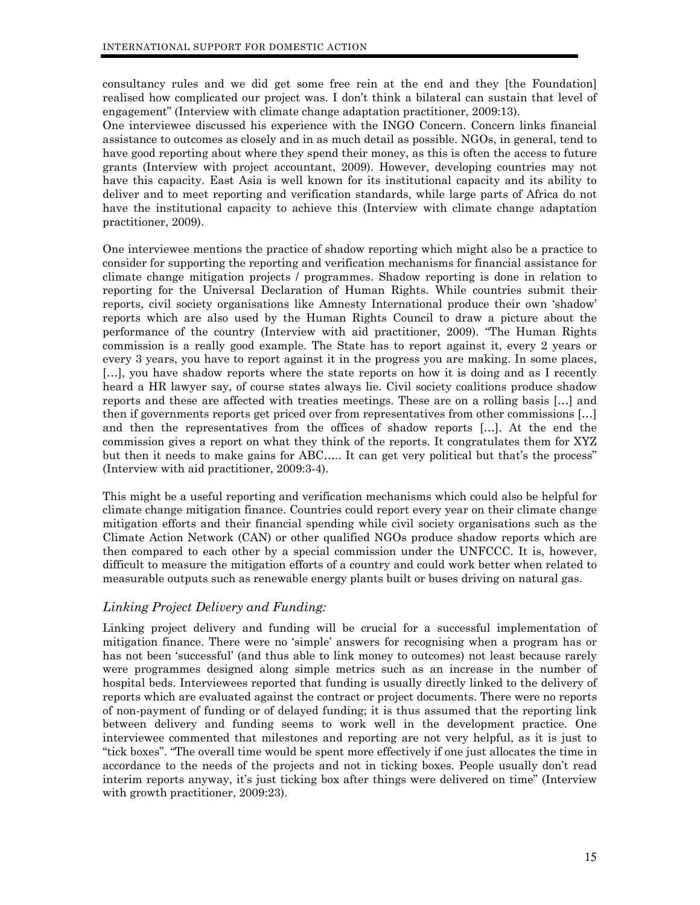consultancy rules and we did get some free rein at the end and they [the Foundation] realised how complicated our project was. I don't think a bilateral can sustain that level of engagement" (Interview with climate change adaptation practitioner, 2009:13).

One interviewee discussed his experience with the INGO Concern. Concern links financial assistance to outcomes as closely and in as much detail as possible. NGOs, in general, tend to have good reporting about where they spend their money, as this is often the access to future grants (Interview with project accountant, 2009). However, developing countries may not have this capacity. East Asia is well known for its institutional capacity and its ability to deliver and to meet reporting and verification standards, while large parts of Africa do not have the institutional capacity to achieve this (Interview with climate change adaptation practitioner, 2009).

One interviewee mentions the practice of shadow reporting which might also be a practice to consider for supporting the reporting and verification mechanisms for financial assistance for climate change mitigation projects / programmes. Shadow reporting is done in relation to reporting for the Universal Declaration of Human Rights. While countries submit their reports, civil society organisations like Amnesty International produce their own 'shadow' reports which are also used by the Human Rights Council to draw a picture about the performance of the country (Interview with aid practitioner, 2009). "The Human Rights commission is a really good example. The State has to report against it, every 2 years or every 3 years, you have to report against it in the progress you are making. In some places, […], you have shadow reports where the state reports on how it is doing and as I recently heard a HR lawyer say, of course states always lie. Civil society coalitions produce shadow reports and these are affected with treaties meetings. These are on a rolling basis […] and then if governments reports get priced over from representatives from other commissions […] and then the representatives from the offices of shadow reports […]. At the end the commission gives a report on what they think of the reports. It congratulates them for XYZ but then it needs to make gains for ABC….. It can get very political but that's the process" (Interview with aid practitioner, 2009:3-4).

This might be a useful reporting and verification mechanisms which could also be helpful for climate change mitigation finance. Countries could report every year on their climate change mitigation efforts and their financial spending while civil society organisations such as the Climate Action Network (CAN) or other qualified NGOs produce shadow reports which are then compared to each other by a special commission under the UNFCCC. It is, however, difficult to measure the mitigation efforts of a country and could work better when related to measurable outputs such as renewable energy plants built or buses driving on natural gas.

### *Linking Project Delivery and Funding:*

Linking project delivery and funding will be crucial for a successful implementation of mitigation finance. There were no 'simple' answers for recognising when a program has or has not been 'successful' (and thus able to link money to outcomes) not least because rarely were programmes designed along simple metrics such as an increase in the number of hospital beds. Interviewees reported that funding is usually directly linked to the delivery of reports which are evaluated against the contract or project documents. There were no reports of non-payment of funding or of delayed funding; it is thus assumed that the reporting link between delivery and funding seems to work well in the development practice. One interviewee commented that milestones and reporting are not very helpful, as it is just to "tick boxes". "The overall time would be spent more effectively if one just allocates the time in accordance to the needs of the projects and not in ticking boxes. People usually don't read interim reports anyway, it's just ticking box after things were delivered on time" (Interview with growth practitioner, 2009:23).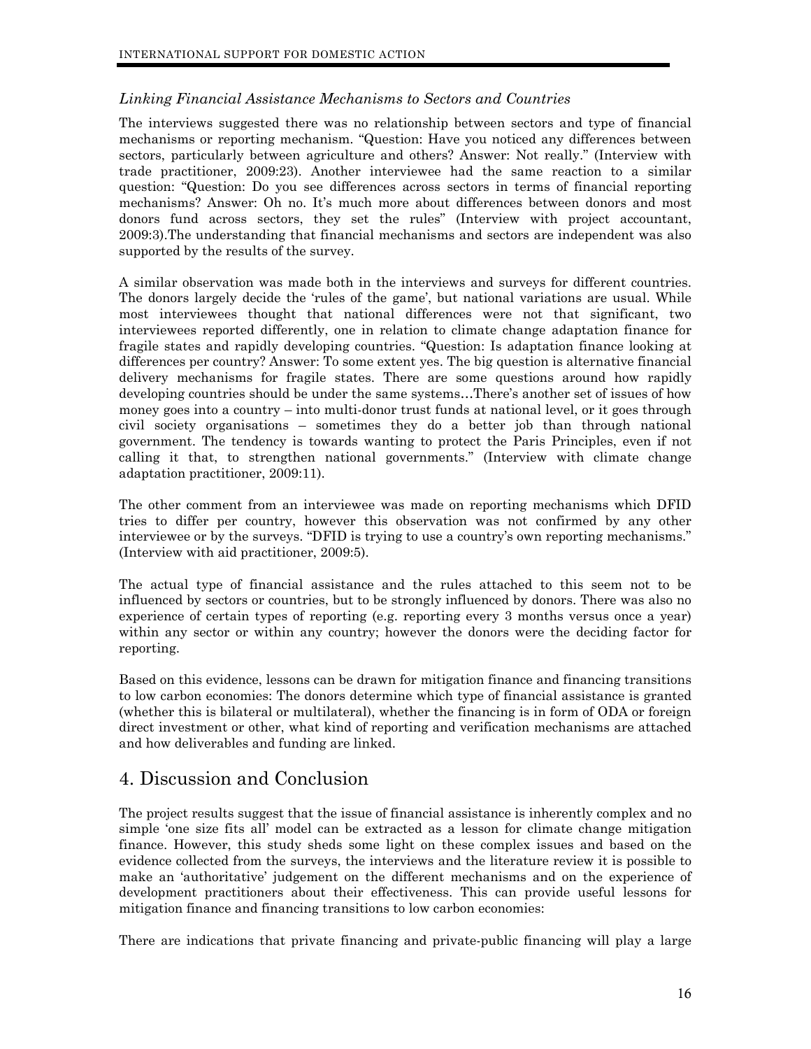### *Linking Financial Assistance Mechanisms to Sectors and Countries*

The interviews suggested there was no relationship between sectors and type of financial mechanisms or reporting mechanism. "Question: Have you noticed any differences between sectors, particularly between agriculture and others? Answer: Not really." (Interview with trade practitioner, 2009:23). Another interviewee had the same reaction to a similar question: "Question: Do you see differences across sectors in terms of financial reporting mechanisms? Answer: Oh no. It's much more about differences between donors and most donors fund across sectors, they set the rules" (Interview with project accountant, 2009:3).The understanding that financial mechanisms and sectors are independent was also supported by the results of the survey.

A similar observation was made both in the interviews and surveys for different countries. The donors largely decide the 'rules of the game', but national variations are usual. While most interviewees thought that national differences were not that significant, two interviewees reported differently, one in relation to climate change adaptation finance for fragile states and rapidly developing countries. "Question: Is adaptation finance looking at differences per country? Answer: To some extent yes. The big question is alternative financial delivery mechanisms for fragile states. There are some questions around how rapidly developing countries should be under the same systems…There's another set of issues of how money goes into a country – into multi-donor trust funds at national level, or it goes through civil society organisations – sometimes they do a better job than through national government. The tendency is towards wanting to protect the Paris Principles, even if not calling it that, to strengthen national governments." (Interview with climate change adaptation practitioner, 2009:11).

The other comment from an interviewee was made on reporting mechanisms which DFID tries to differ per country, however this observation was not confirmed by any other interviewee or by the surveys. "DFID is trying to use a country's own reporting mechanisms." (Interview with aid practitioner, 2009:5).

The actual type of financial assistance and the rules attached to this seem not to be influenced by sectors or countries, but to be strongly influenced by donors. There was also no experience of certain types of reporting (e.g. reporting every 3 months versus once a year) within any sector or within any country; however the donors were the deciding factor for reporting.

Based on this evidence, lessons can be drawn for mitigation finance and financing transitions to low carbon economies: The donors determine which type of financial assistance is granted (whether this is bilateral or multilateral), whether the financing is in form of ODA or foreign direct investment or other, what kind of reporting and verification mechanisms are attached and how deliverables and funding are linked.

## 4. Discussion and Conclusion

The project results suggest that the issue of financial assistance is inherently complex and no simple 'one size fits all' model can be extracted as a lesson for climate change mitigation finance. However, this study sheds some light on these complex issues and based on the evidence collected from the surveys, the interviews and the literature review it is possible to make an 'authoritative' judgement on the different mechanisms and on the experience of development practitioners about their effectiveness. This can provide useful lessons for mitigation finance and financing transitions to low carbon economies:

There are indications that private financing and private-public financing will play a large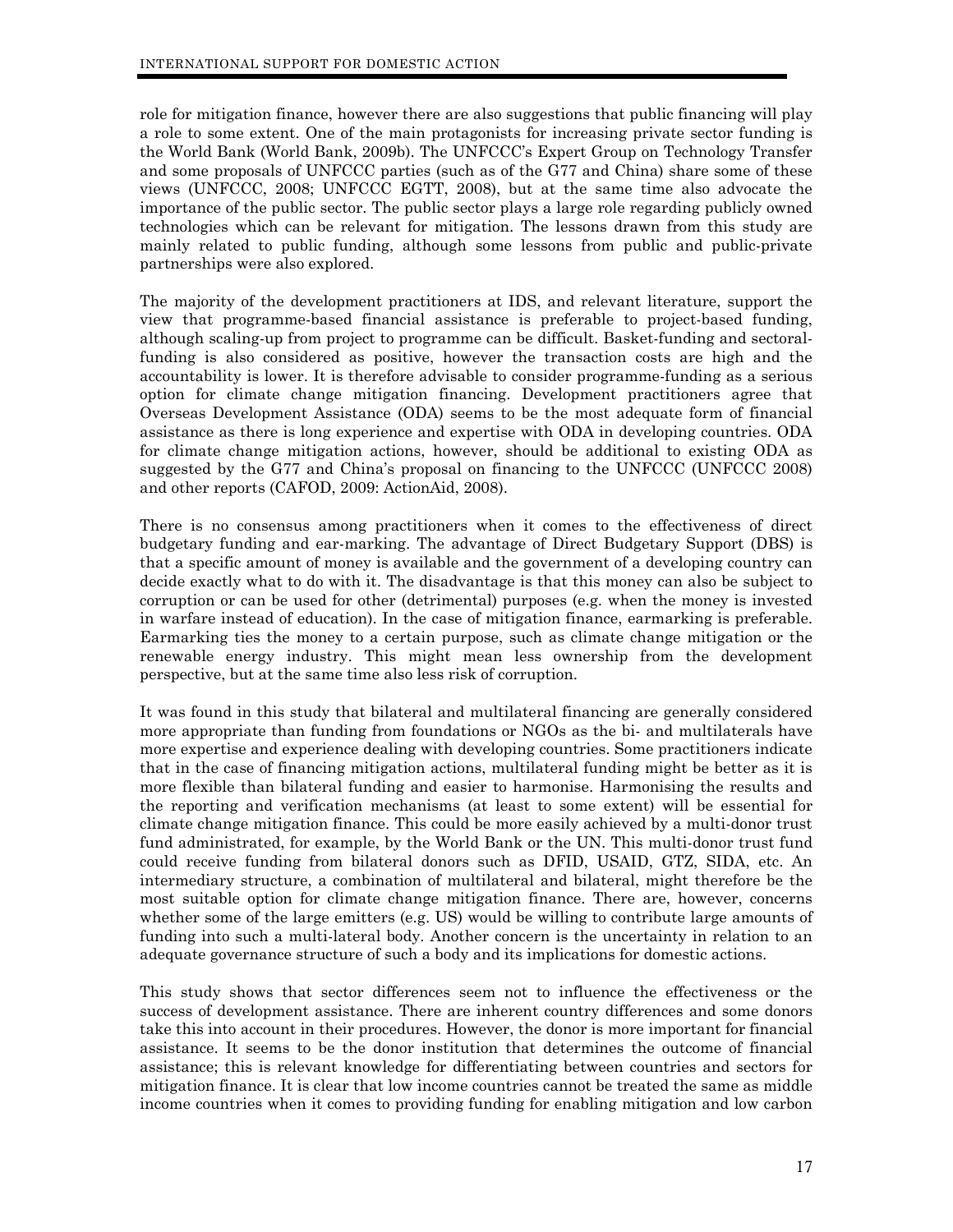role for mitigation finance, however there are also suggestions that public financing will play a role to some extent. One of the main protagonists for increasing private sector funding is the World Bank (World Bank, 2009b). The UNFCCC's Expert Group on Technology Transfer and some proposals of UNFCCC parties (such as of the G77 and China) share some of these views (UNFCCC, 2008; UNFCCC EGTT, 2008), but at the same time also advocate the importance of the public sector. The public sector plays a large role regarding publicly owned technologies which can be relevant for mitigation. The lessons drawn from this study are mainly related to public funding, although some lessons from public and public-private partnerships were also explored.

The majority of the development practitioners at IDS, and relevant literature, support the view that programme-based financial assistance is preferable to project-based funding, although scaling-up from project to programme can be difficult. Basket-funding and sectoral-funding is also considered as positive, however the transaction costs are high and the accountability is lower. It is therefore advisable to consider programme-funding as a serious option for climate change mitigation financing. Development practitioners agree that Overseas Development Assistance (ODA) seems to be the most adequate form of financial assistance as there is long experience and expertise with ODA in developing countries. ODA for climate change mitigation actions, however, should be additional to existing ODA as suggested by the G77 and China's proposal on financing to the UNFCCC (UNFCCC 2008) and other reports (CAFOD, 2009: ActionAid, 2008).

There is no consensus among practitioners when it comes to the effectiveness of direct budgetary funding and ear-marking. The advantage of Direct Budgetary Support (DBS) is that a specific amount of money is available and the government of a developing country can decide exactly what to do with it. The disadvantage is that this money can also be subject to corruption or can be used for other (detrimental) purposes (e.g. when the money is invested in warfare instead of education). In the case of mitigation finance, earmarking is preferable. Earmarking ties the money to a certain purpose, such as climate change mitigation or the renewable energy industry. This might mean less ownership from the development perspective, but at the same time also less risk of corruption.

It was found in this study that bilateral and multilateral financing are generally considered more appropriate than funding from foundations or NGOs as the bi- and multilaterals have more expertise and experience dealing with developing countries. Some practitioners indicate that in the case of financing mitigation actions, multilateral funding might be better as it is more flexible than bilateral funding and easier to harmonise. Harmonising the results and the reporting and verification mechanisms (at least to some extent) will be essential for climate change mitigation finance. This could be more easily achieved by a multi-donor trust fund administrated, for example, by the World Bank or the UN. This multi-donor trust fund could receive funding from bilateral donors such as DFID, USAID, GTZ, SIDA, etc. An intermediary structure, a combination of multilateral and bilateral, might therefore be the most suitable option for climate change mitigation finance. There are, however, concerns whether some of the large emitters (e.g. US) would be willing to contribute large amounts of funding into such a multi-lateral body. Another concern is the uncertainty in relation to an adequate governance structure of such a body and its implications for domestic actions.

This study shows that sector differences seem not to influence the effectiveness or the success of development assistance. There are inherent country differences and some donors take this into account in their procedures. However, the donor is more important for financial assistance. It seems to be the donor institution that determines the outcome of financial assistance; this is relevant knowledge for differentiating between countries and sectors for mitigation finance. It is clear that low income countries cannot be treated the same as middle income countries when it comes to providing funding for enabling mitigation and low carbon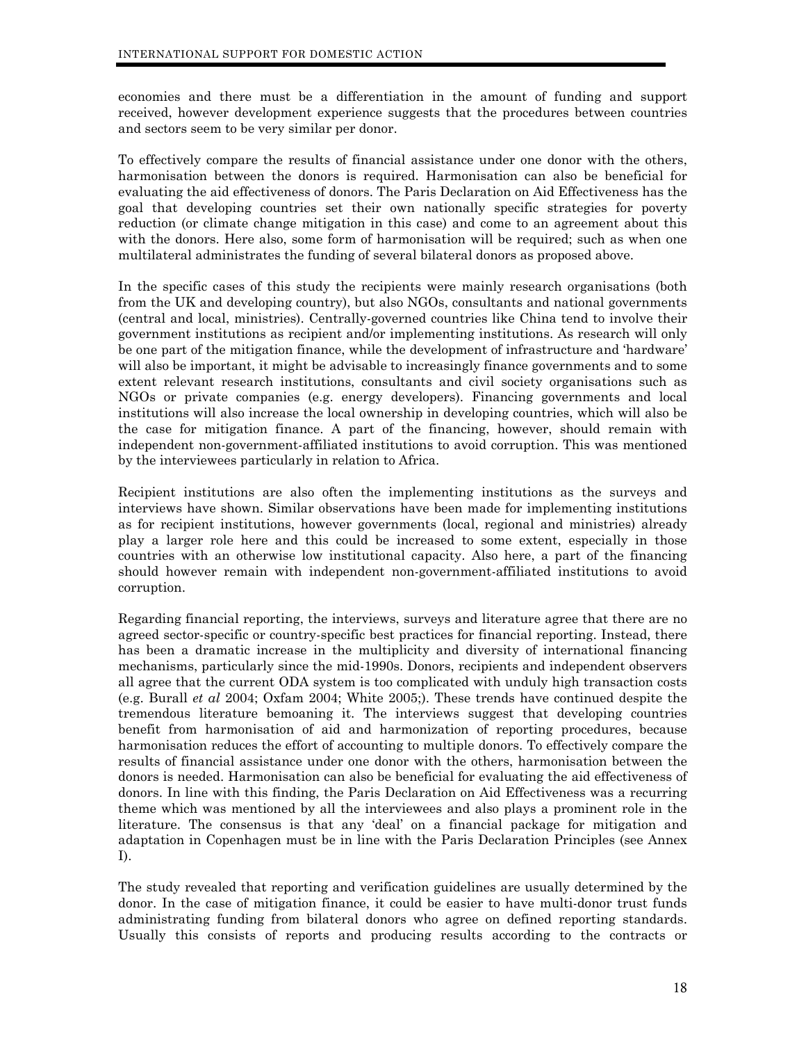economies and there must be a differentiation in the amount of funding and support received, however development experience suggests that the procedures between countries and sectors seem to be very similar per donor.

To effectively compare the results of financial assistance under one donor with the others, harmonisation between the donors is required. Harmonisation can also be beneficial for evaluating the aid effectiveness of donors. The Paris Declaration on Aid Effectiveness has the goal that developing countries set their own nationally specific strategies for poverty reduction (or climate change mitigation in this case) and come to an agreement about this with the donors. Here also, some form of harmonisation will be required; such as when one multilateral administrates the funding of several bilateral donors as proposed above.

In the specific cases of this study the recipients were mainly research organisations (both from the UK and developing country), but also NGOs, consultants and national governments (central and local, ministries). Centrally-governed countries like China tend to involve their government institutions as recipient and/or implementing institutions. As research will only be one part of the mitigation finance, while the development of infrastructure and 'hardware' will also be important, it might be advisable to increasingly finance governments and to some extent relevant research institutions, consultants and civil society organisations such as NGOs or private companies (e.g. energy developers). Financing governments and local institutions will also increase the local ownership in developing countries, which will also be the case for mitigation finance. A part of the financing, however, should remain with independent non-government-affiliated institutions to avoid corruption. This was mentioned by the interviewees particularly in relation to Africa.

Recipient institutions are also often the implementing institutions as the surveys and interviews have shown. Similar observations have been made for implementing institutions as for recipient institutions, however governments (local, regional and ministries) already play a larger role here and this could be increased to some extent, especially in those countries with an otherwise low institutional capacity. Also here, a part of the financing should however remain with independent non-government-affiliated institutions to avoid corruption.

Regarding financial reporting, the interviews, surveys and literature agree that there are no agreed sector-specific or country-specific best practices for financial reporting. Instead, there has been a dramatic increase in the multiplicity and diversity of international financing mechanisms, particularly since the mid-1990s. Donors, recipients and independent observers all agree that the current ODA system is too complicated with unduly high transaction costs (e.g. Burall *et al* 2004; Oxfam 2004; White 2005;). These trends have continued despite the tremendous literature bemoaning it. The interviews suggest that developing countries benefit from harmonisation of aid and harmonization of reporting procedures, because harmonisation reduces the effort of accounting to multiple donors. To effectively compare the results of financial assistance under one donor with the others, harmonisation between the donors is needed. Harmonisation can also be beneficial for evaluating the aid effectiveness of donors. In line with this finding, the Paris Declaration on Aid Effectiveness was a recurring theme which was mentioned by all the interviewees and also plays a prominent role in the literature. The consensus is that any 'deal' on a financial package for mitigation and adaptation in Copenhagen must be in line with the Paris Declaration Principles (see Annex I).

The study revealed that reporting and verification guidelines are usually determined by the donor. In the case of mitigation finance, it could be easier to have multi-donor trust funds administrating funding from bilateral donors who agree on defined reporting standards. Usually this consists of reports and producing results according to the contracts or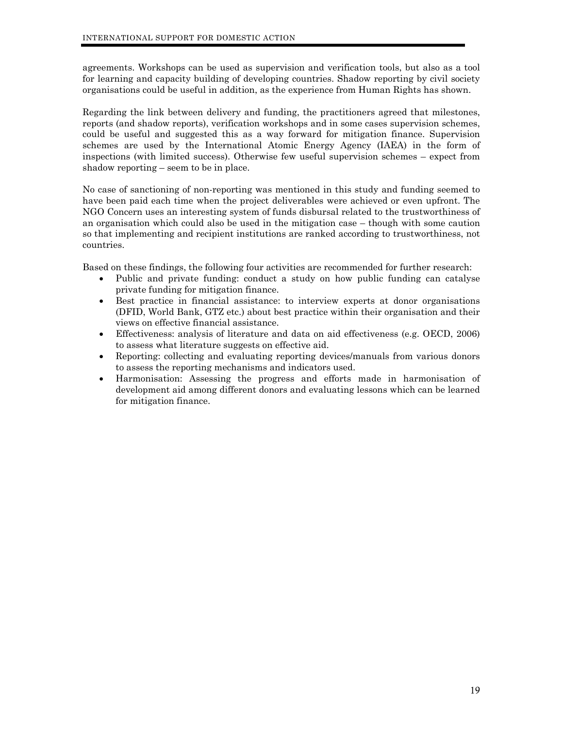agreements. Workshops can be used as supervision and verification tools, but also as a tool for learning and capacity building of developing countries. Shadow reporting by civil society organisations could be useful in addition, as the experience from Human Rights has shown.

Regarding the link between delivery and funding, the practitioners agreed that milestones, reports (and shadow reports), verification workshops and in some cases supervision schemes, could be useful and suggested this as a way forward for mitigation finance. Supervision schemes are used by the International Atomic Energy Agency (IAEA) in the form of inspections (with limited success). Otherwise few useful supervision schemes – expect from shadow reporting – seem to be in place.

No case of sanctioning of non-reporting was mentioned in this study and funding seemed to have been paid each time when the project deliverables were achieved or even upfront. The NGO Concern uses an interesting system of funds disbursal related to the trustworthiness of an organisation which could also be used in the mitigation case – though with some caution so that implementing and recipient institutions are ranked according to trustworthiness, not countries.

Based on these findings, the following four activities are recommended for further research:

- Public and private funding: conduct a study on how public funding can catalyse private funding for mitigation finance.
- Best practice in financial assistance: to interview experts at donor organisations (DFID, World Bank, GTZ etc.) about best practice within their organisation and their views on effective financial assistance.
- Effectiveness: analysis of literature and data on aid effectiveness (e.g. OECD, 2006) to assess what literature suggests on effective aid.
- Reporting: collecting and evaluating reporting devices/manuals from various donors to assess the reporting mechanisms and indicators used.
- Harmonisation: Assessing the progress and efforts made in harmonisation of development aid among different donors and evaluating lessons which can be learned for mitigation finance.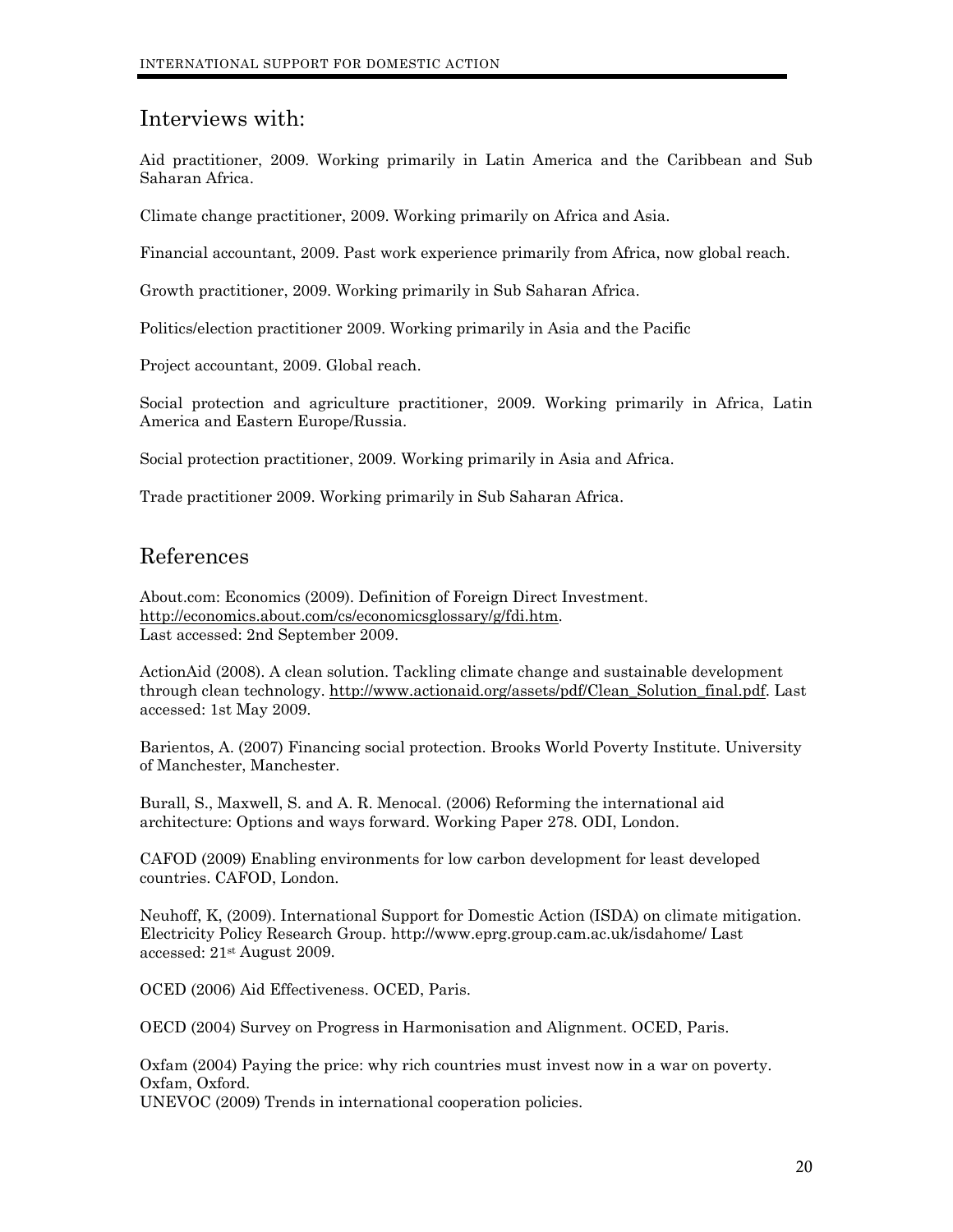## Interviews with:

Aid practitioner, 2009. Working primarily in Latin America and the Caribbean and Sub Saharan Africa.

Climate change practitioner, 2009. Working primarily on Africa and Asia.

Financial accountant, 2009. Past work experience primarily from Africa, now global reach.

Growth practitioner, 2009. Working primarily in Sub Saharan Africa.

Politics/election practitioner 2009. Working primarily in Asia and the Pacific

Project accountant, 2009. Global reach.

Social protection and agriculture practitioner, 2009. Working primarily in Africa, Latin America and Eastern Europe/Russia.

Social protection practitioner, 2009. Working primarily in Asia and Africa.

Trade practitioner 2009. Working primarily in Sub Saharan Africa.

## References

About.com: Economics (2009). Definition of Foreign Direct Investment. http://economics.about.com/cs/economicsglossary/g/fdi.htm. Last accessed: 2nd September 2009.

ActionAid (2008). A clean solution. Tackling climate change and sustainable development through clean technology. http://www.actionaid.org/assets/pdf/Clean_Solution_final.pdf. Last accessed: 1st May 2009.

Barientos, A. (2007) Financing social protection. Brooks World Poverty Institute. University of Manchester, Manchester.

Burall, S., Maxwell, S. and A. R. Menocal. (2006) Reforming the international aid architecture: Options and ways forward. Working Paper 278. ODI, London.

CAFOD (2009) Enabling environments for low carbon development for least developed countries. CAFOD, London.

Neuhoff, K, (2009). International Support for Domestic Action (ISDA) on climate mitigation. Electricity Policy Research Group. http://www.eprg.group.cam.ac.uk/isdahome/ Last accessed: 21st August 2009.

OCED (2006) Aid Effectiveness. OCED, Paris.

OECD (2004) Survey on Progress in Harmonisation and Alignment. OCED, Paris.

Oxfam (2004) Paying the price: why rich countries must invest now in a war on poverty. Oxfam, Oxford.

UNEVOC (2009) Trends in international cooperation policies.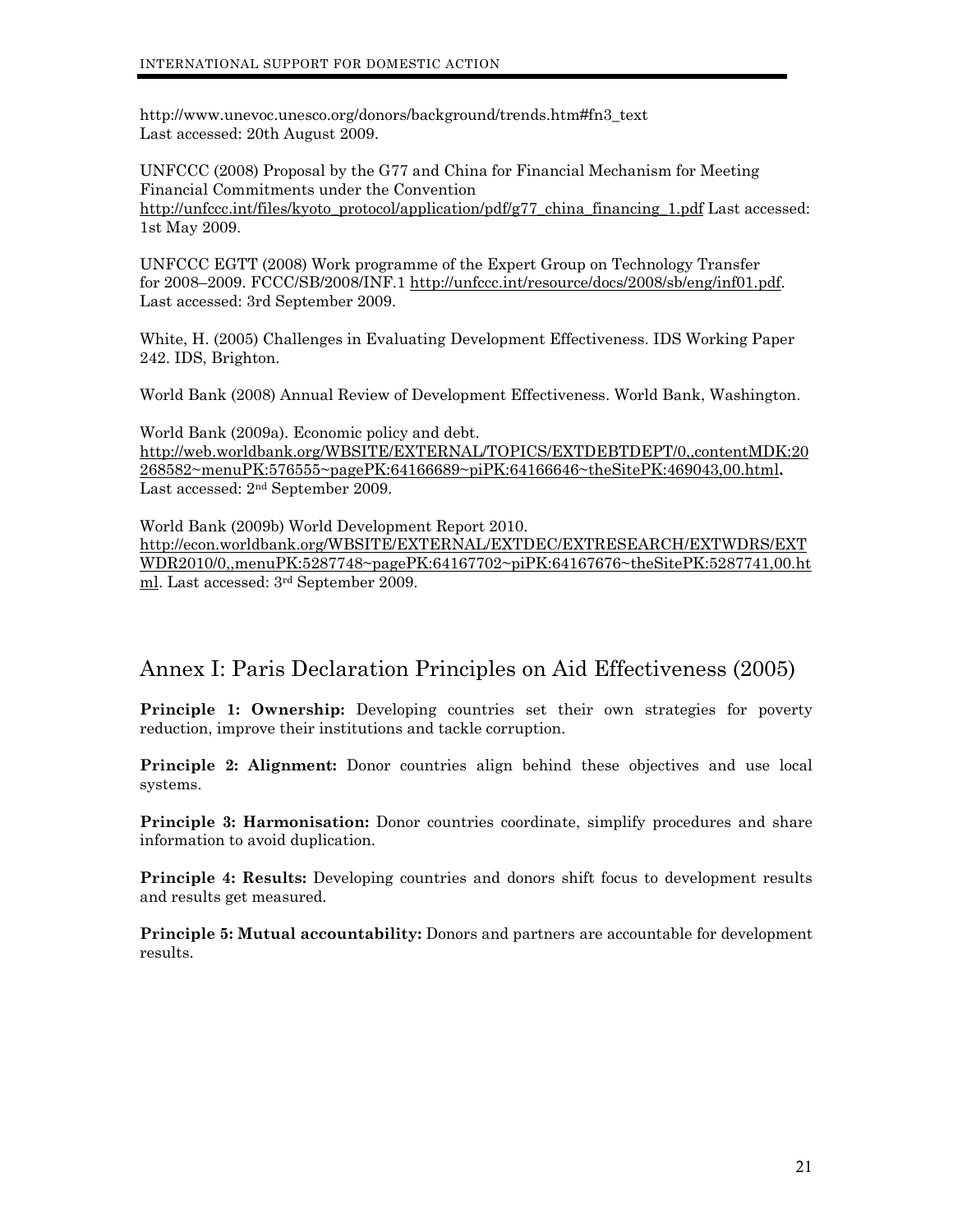http://www.unevoc.unesco.org/donors/background/trends.htm#fn3_text
Last accessed: 20th August 2009.

UNFCCC (2008) Proposal by the G77 and China for Financial Mechanism for Meeting Financial Commitments under the Convention
http://unfccc.int/files/kyoto_protocol/application/pdf/g77_china_financing_1.pdf Last accessed: 1st May 2009.

UNFCCC EGTT (2008) Work programme of the Expert Group on Technology Transfer for 2008–2009. FCCC/SB/2008/INF.1 http://unfccc.int/resource/docs/2008/sb/eng/inf01.pdf. Last accessed: 3rd September 2009.

White, H. (2005) Challenges in Evaluating Development Effectiveness. IDS Working Paper 242. IDS, Brighton.

World Bank (2008) Annual Review of Development Effectiveness. World Bank, Washington.

World Bank (2009a). Economic policy and debt.
http://web.worldbank.org/WBSITE/EXTERNAL/TOPICS/EXTDEBTDEPT/0,,contentMDK:20268582~menuPK:576555~pagePK:64166689~piPK:64166646~theSitePK:469043,00.html.
Last accessed: 2nd September 2009.

World Bank (2009b) World Development Report 2010.
http://econ.worldbank.org/WBSITE/EXTERNAL/EXTDEC/EXTRESEARCH/EXTWDRS/EXTWDR2010/0,,menuPK:5287748~pagePK:64167702~piPK:64167676~theSitePK:5287741,00.html. Last accessed: 3rd September 2009.

## Annex I: Paris Declaration Principles on Aid Effectiveness (2005)

**Principle 1: Ownership:** Developing countries set their own strategies for poverty reduction, improve their institutions and tackle corruption.

**Principle 2: Alignment:** Donor countries align behind these objectives and use local systems.

**Principle 3: Harmonisation:** Donor countries coordinate, simplify procedures and share information to avoid duplication.

**Principle 4: Results:** Developing countries and donors shift focus to development results and results get measured.

**Principle 5: Mutual accountability:** Donors and partners are accountable for development results.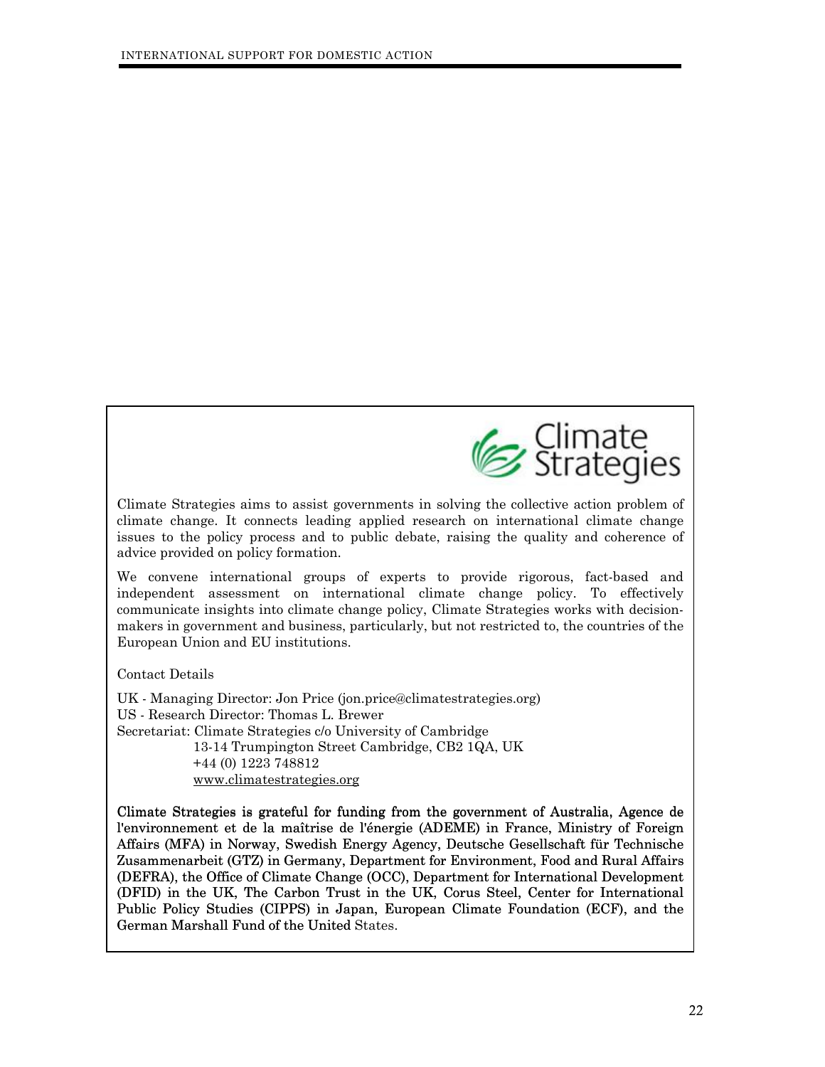Climate Strategies

Climate Strategies aims to assist governments in solving the collective action problem of climate change. It connects leading applied research on international climate change issues to the policy process and to public debate, raising the quality and coherence of advice provided on policy formation.

We convene international groups of experts to provide rigorous, fact-based and independent assessment on international climate change policy. To effectively communicate insights into climate change policy, Climate Strategies works with decision-makers in government and business, particularly, but not restricted to, the countries of the European Union and EU institutions.

Contact Details

UK - Managing Director: Jon Price (jon.price@climatestrategies.org)
US - Research Director: Thomas L. Brewer
Secretariat: Climate Strategies c/o University of Cambridge
13-14 Trumpington Street Cambridge, CB2 1QA, UK
+44 (0) 1223 748812
www.climatestrategies.org

**Climate Strategies is grateful for funding from the government of Australia, Agence de l'environnement et de la maîtrise de l'énergie (ADEME) in France, Ministry of Foreign Affairs (MFA) in Norway, Swedish Energy Agency, Deutsche Gesellschaft für Technische Zusammenarbeit (GTZ) in Germany, Department for Environment, Food and Rural Affairs (DEFRA), the Office of Climate Change (OCC), Department for International Development (DFID) in the UK, The Carbon Trust in the UK, Corus Steel, Center for International Public Policy Studies (CIPPS) in Japan, European Climate Foundation (ECF), and the German Marshall Fund of the United** States.